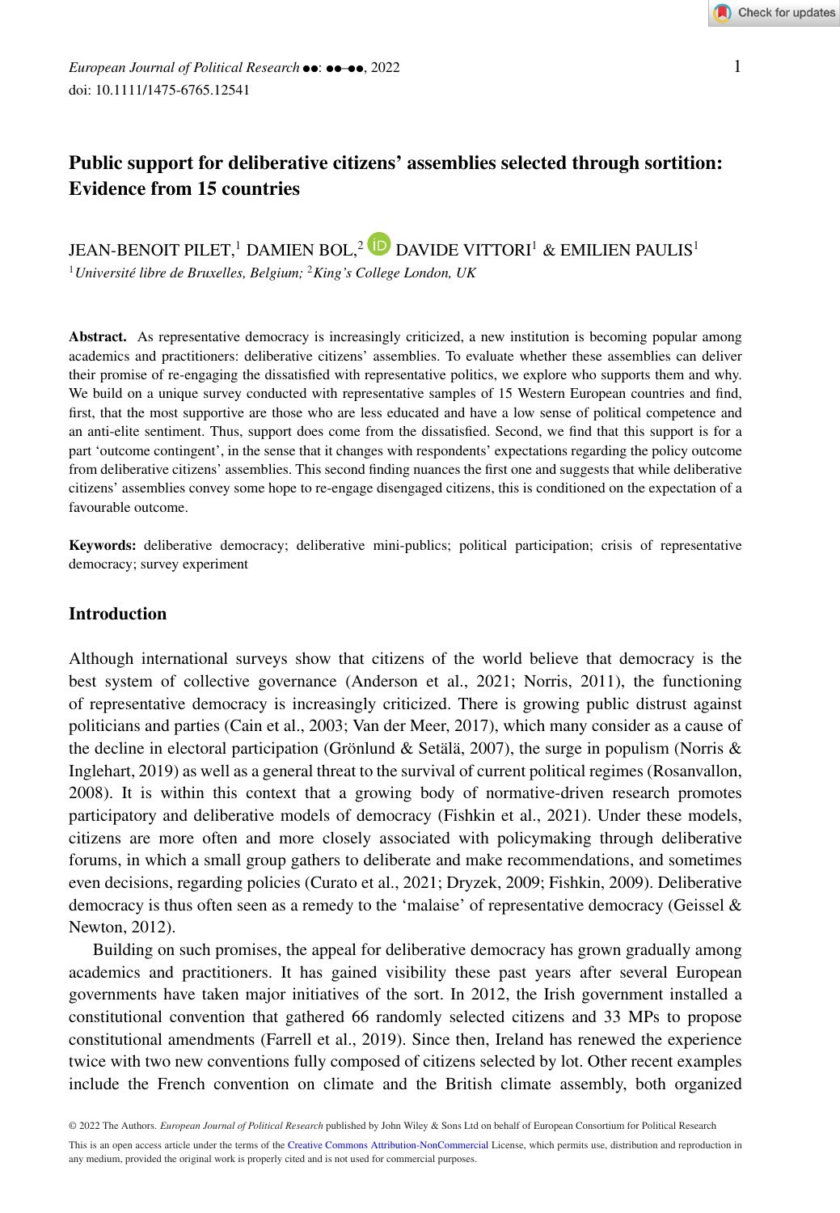# Public support for deliberative citizens' assemblies selected through sortition: Evidence from 15 countries

JEAN-BENOIT PILET,[1] DAMIEN BOL,[2] DAVIDE VITTORI[1] & EMILIEN PAULIS[1]

[1] *Université libre de Bruxelles, Belgium;* [2] *King's College London, UK*

**Abstract.** As representative democracy is increasingly criticized, a new institution is becoming popular among academics and practitioners: deliberative citizens' assemblies. To evaluate whether these assemblies can deliver their promise of re-engaging the dissatisfied with representative politics, we explore who supports them and why. We build on a unique survey conducted with representative samples of 15 Western European countries and find, first, that the most supportive are those who are less educated and have a low sense of political competence and an anti-elite sentiment. Thus, support does come from the dissatisfied. Second, we find that this support is for a part 'outcome contingent', in the sense that it changes with respondents' expectations regarding the policy outcome from deliberative citizens' assemblies. This second finding nuances the first one and suggests that while deliberative citizens' assemblies convey some hope to re-engage disengaged citizens, this is conditioned on the expectation of a favourable outcome.

**Keywords:** deliberative democracy; deliberative mini-publics; political participation; crisis of representative democracy; survey experiment

## Introduction

Although international surveys show that citizens of the world believe that democracy is the best system of collective governance (Anderson et al., 2021; Norris, 2011), the functioning of representative democracy is increasingly criticized. There is growing public distrust against politicians and parties (Cain et al., 2003; Van der Meer, 2017), which many consider as a cause of the decline in electoral participation (Grönlund & Setälä, 2007), the surge in populism (Norris & Inglehart, 2019) as well as a general threat to the survival of current political regimes (Rosanvallon, 2008). It is within this context that a growing body of normative-driven research promotes participatory and deliberative models of democracy (Fishkin et al., 2021). Under these models, citizens are more often and more closely associated with policymaking through deliberative forums, in which a small group gathers to deliberate and make recommendations, and sometimes even decisions, regarding policies (Curato et al., 2021; Dryzek, 2009; Fishkin, 2009). Deliberative democracy is thus often seen as a remedy to the 'malaise' of representative democracy (Geissel & Newton, 2012).

Building on such promises, the appeal for deliberative democracy has grown gradually among academics and practitioners. It has gained visibility these past years after several European governments have taken major initiatives of the sort. In 2012, the Irish government installed a constitutional convention that gathered 66 randomly selected citizens and 33 MPs to propose constitutional amendments (Farrell et al., 2019). Since then, Ireland has renewed the experience twice with two new conventions fully composed of citizens selected by lot. Other recent examples include the French convention on climate and the British climate assembly, both organized

© 2022 The Authors. *European Journal of Political Research* published by John Wiley & Sons Ltd on behalf of European Consortium for Political Research

This is an open access article under the terms of the Creative Commons Attribution-NonCommercial License, which permits use, distribution and reproduction in any medium, provided the original work is properly cited and is not used for commercial purposes.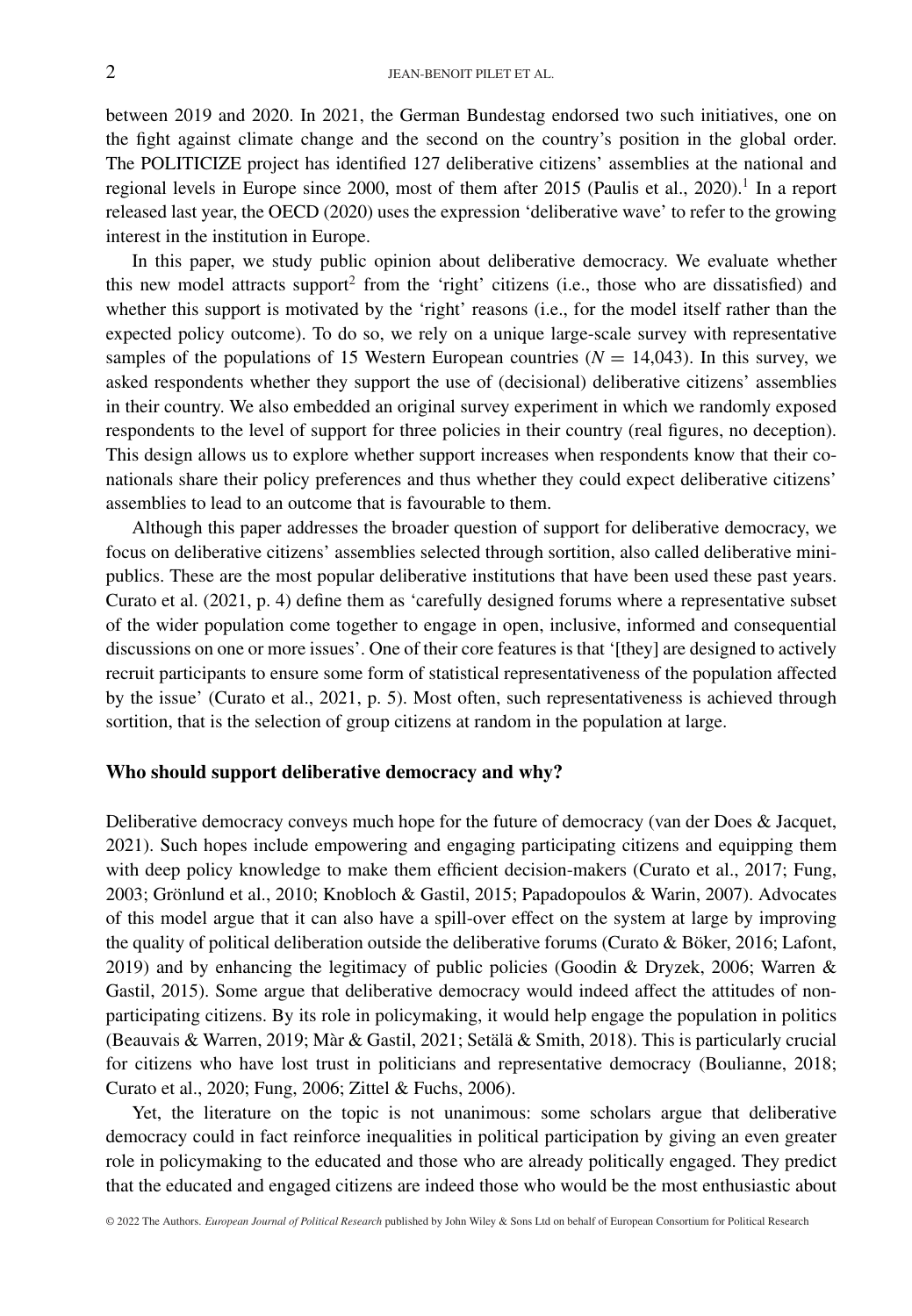between 2019 and 2020. In 2021, the German Bundestag endorsed two such initiatives, one on the fight against climate change and the second on the country's position in the global order. The POLITICIZE project has identified 127 deliberative citizens' assemblies at the national and regional levels in Europe since 2000, most of them after 2015 (Paulis et al., 2020).[1] In a report released last year, the OECD (2020) uses the expression 'deliberative wave' to refer to the growing interest in the institution in Europe.

In this paper, we study public opinion about deliberative democracy. We evaluate whether this new model attracts support[2] from the 'right' citizens (i.e., those who are dissatisfied) and whether this support is motivated by the 'right' reasons (i.e., for the model itself rather than the expected policy outcome). To do so, we rely on a unique large-scale survey with representative samples of the populations of 15 Western European countries ($N$ = 14,043). In this survey, we asked respondents whether they support the use of (decisional) deliberative citizens' assemblies in their country. We also embedded an original survey experiment in which we randomly exposed respondents to the level of support for three policies in their country (real figures, no deception). This design allows us to explore whether support increases when respondents know that their co-nationals share their policy preferences and thus whether they could expect deliberative citizens' assemblies to lead to an outcome that is favourable to them.

Although this paper addresses the broader question of support for deliberative democracy, we focus on deliberative citizens' assemblies selected through sortition, also called deliberative mini-publics. These are the most popular deliberative institutions that have been used these past years. Curato et al. (2021, p. 4) define them as 'carefully designed forums where a representative subset of the wider population come together to engage in open, inclusive, informed and consequential discussions on one or more issues'. One of their core features is that '[they] are designed to actively recruit participants to ensure some form of statistical representativeness of the population affected by the issue' (Curato et al., 2021, p. 5). Most often, such representativeness is achieved through sortition, that is the selection of group citizens at random in the population at large.

## Who should support deliberative democracy and why?

Deliberative democracy conveys much hope for the future of democracy (van der Does & Jacquet, 2021). Such hopes include empowering and engaging participating citizens and equipping them with deep policy knowledge to make them efficient decision-makers (Curato et al., 2017; Fung, 2003; Grönlund et al., 2010; Knobloch & Gastil, 2015; Papadopoulos & Warin, 2007). Advocates of this model argue that it can also have a spill-over effect on the system at large by improving the quality of political deliberation outside the deliberative forums (Curato & Böker, 2016; Lafont, 2019) and by enhancing the legitimacy of public policies (Goodin & Dryzek, 2006; Warren & Gastil, 2015). Some argue that deliberative democracy would indeed affect the attitudes of non-participating citizens. By its role in policymaking, it would help engage the population in politics (Beauvais & Warren, 2019; Màr & Gastil, 2021; Setälä & Smith, 2018). This is particularly crucial for citizens who have lost trust in politicians and representative democracy (Boulianne, 2018; Curato et al., 2020; Fung, 2006; Zittel & Fuchs, 2006).

Yet, the literature on the topic is not unanimous: some scholars argue that deliberative democracy could in fact reinforce inequalities in political participation by giving an even greater role in policymaking to the educated and those who are already politically engaged. They predict that the educated and engaged citizens are indeed those who would be the most enthusiastic about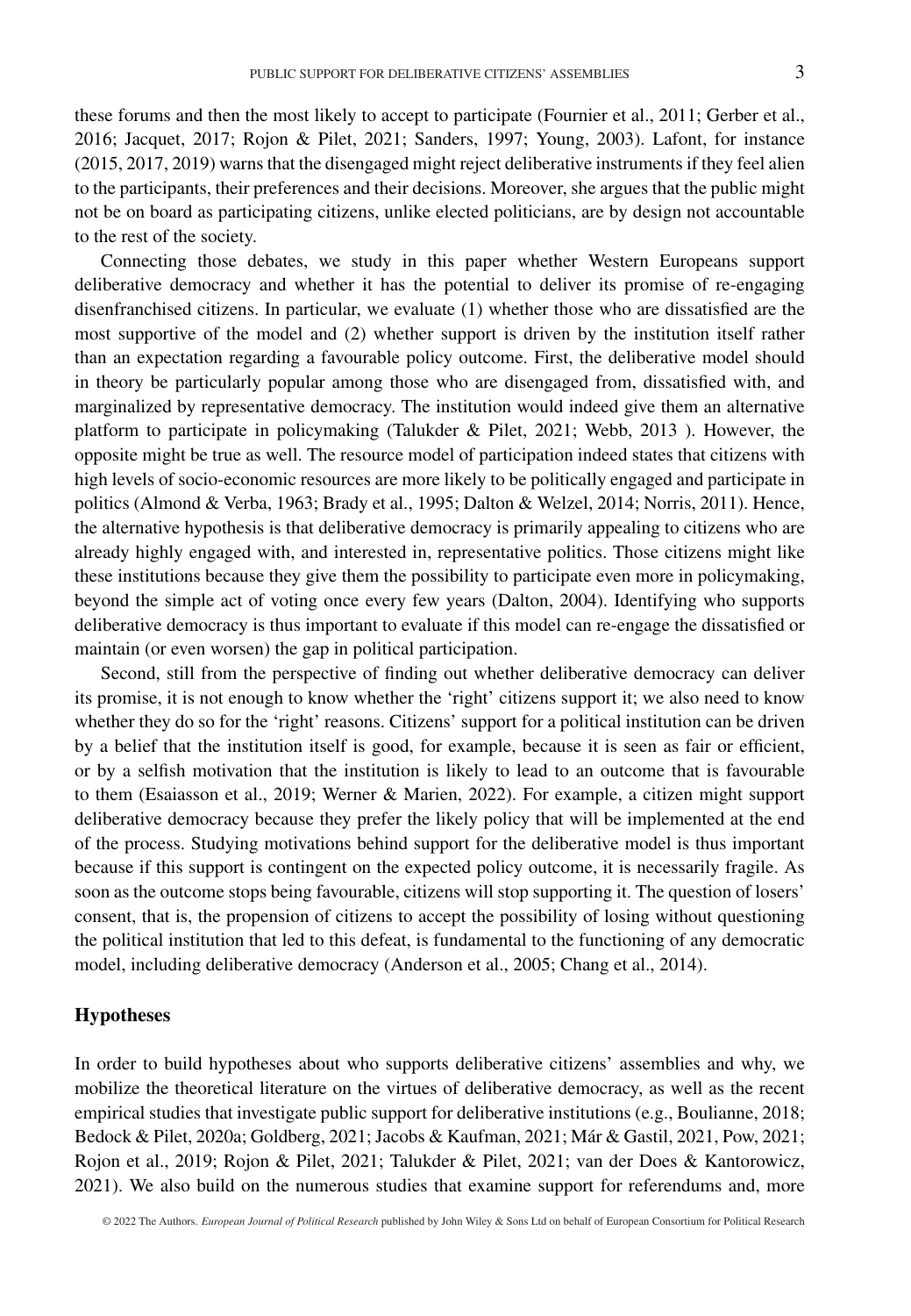these forums and then the most likely to accept to participate (Fournier et al., 2011; Gerber et al., 2016; Jacquet, 2017; Rojon & Pilet, 2021; Sanders, 1997; Young, 2003). Lafont, for instance (2015, 2017, 2019) warns that the disengaged might reject deliberative instruments if they feel alien to the participants, their preferences and their decisions. Moreover, she argues that the public might not be on board as participating citizens, unlike elected politicians, are by design not accountable to the rest of the society.

Connecting those debates, we study in this paper whether Western Europeans support deliberative democracy and whether it has the potential to deliver its promise of re-engaging disenfranchised citizens. In particular, we evaluate (1) whether those who are dissatisfied are the most supportive of the model and (2) whether support is driven by the institution itself rather than an expectation regarding a favourable policy outcome. First, the deliberative model should in theory be particularly popular among those who are disengaged from, dissatisfied with, and marginalized by representative democracy. The institution would indeed give them an alternative platform to participate in policymaking (Talukder & Pilet, 2021; Webb, 2013 ). However, the opposite might be true as well. The resource model of participation indeed states that citizens with high levels of socio-economic resources are more likely to be politically engaged and participate in politics (Almond & Verba, 1963; Brady et al., 1995; Dalton & Welzel, 2014; Norris, 2011). Hence, the alternative hypothesis is that deliberative democracy is primarily appealing to citizens who are already highly engaged with, and interested in, representative politics. Those citizens might like these institutions because they give them the possibility to participate even more in policymaking, beyond the simple act of voting once every few years (Dalton, 2004). Identifying who supports deliberative democracy is thus important to evaluate if this model can re-engage the dissatisfied or maintain (or even worsen) the gap in political participation.

Second, still from the perspective of finding out whether deliberative democracy can deliver its promise, it is not enough to know whether the 'right' citizens support it; we also need to know whether they do so for the 'right' reasons. Citizens' support for a political institution can be driven by a belief that the institution itself is good, for example, because it is seen as fair or efficient, or by a selfish motivation that the institution is likely to lead to an outcome that is favourable to them (Esaiasson et al., 2019; Werner & Marien, 2022). For example, a citizen might support deliberative democracy because they prefer the likely policy that will be implemented at the end of the process. Studying motivations behind support for the deliberative model is thus important because if this support is contingent on the expected policy outcome, it is necessarily fragile. As soon as the outcome stops being favourable, citizens will stop supporting it. The question of losers' consent, that is, the propension of citizens to accept the possibility of losing without questioning the political institution that led to this defeat, is fundamental to the functioning of any democratic model, including deliberative democracy (Anderson et al., 2005; Chang et al., 2014).

## Hypotheses

In order to build hypotheses about who supports deliberative citizens' assemblies and why, we mobilize the theoretical literature on the virtues of deliberative democracy, as well as the recent empirical studies that investigate public support for deliberative institutions (e.g., Boulianne, 2018; Bedock & Pilet, 2020a; Goldberg, 2021; Jacobs & Kaufman, 2021; Már & Gastil, 2021, Pow, 2021; Rojon et al., 2019; Rojon & Pilet, 2021; Talukder & Pilet, 2021; van der Does & Kantorowicz, 2021). We also build on the numerous studies that examine support for referendums and, more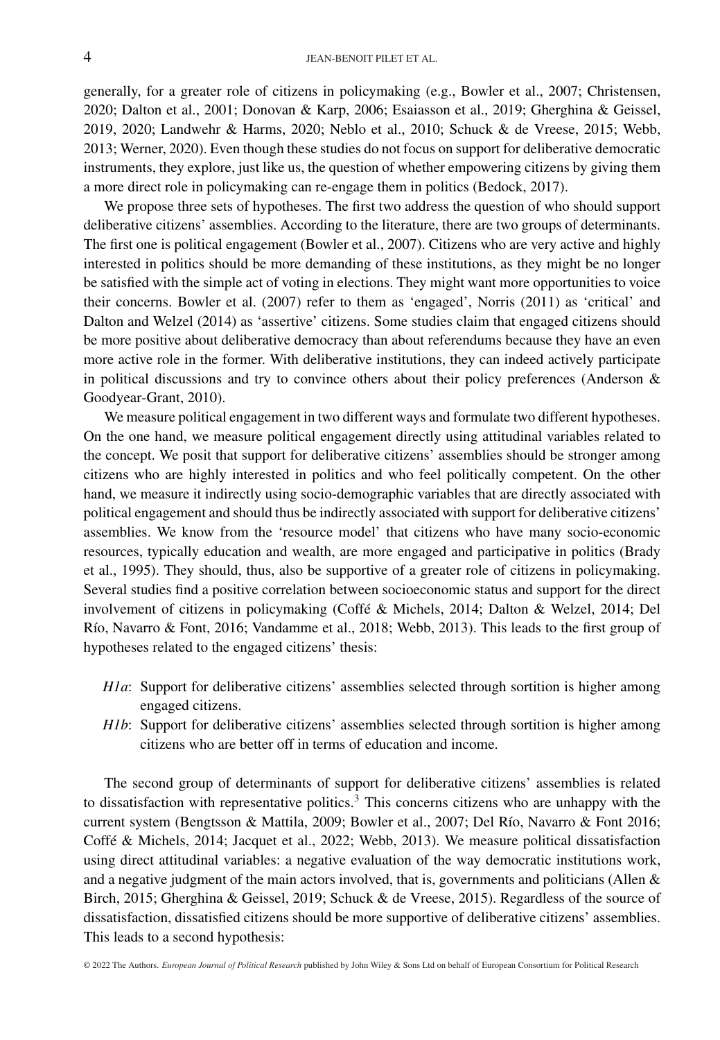generally, for a greater role of citizens in policymaking (e.g., Bowler et al., 2007; Christensen, 2020; Dalton et al., 2001; Donovan & Karp, 2006; Esaiasson et al., 2019; Gherghina & Geissel, 2019, 2020; Landwehr & Harms, 2020; Neblo et al., 2010; Schuck & de Vreese, 2015; Webb, 2013; Werner, 2020). Even though these studies do not focus on support for deliberative democratic instruments, they explore, just like us, the question of whether empowering citizens by giving them a more direct role in policymaking can re-engage them in politics (Bedock, 2017).

We propose three sets of hypotheses. The first two address the question of who should support deliberative citizens' assemblies. According to the literature, there are two groups of determinants. The first one is political engagement (Bowler et al., 2007). Citizens who are very active and highly interested in politics should be more demanding of these institutions, as they might be no longer be satisfied with the simple act of voting in elections. They might want more opportunities to voice their concerns. Bowler et al. (2007) refer to them as 'engaged', Norris (2011) as 'critical' and Dalton and Welzel (2014) as 'assertive' citizens. Some studies claim that engaged citizens should be more positive about deliberative democracy than about referendums because they have an even more active role in the former. With deliberative institutions, they can indeed actively participate in political discussions and try to convince others about their policy preferences (Anderson & Goodyear-Grant, 2010).

We measure political engagement in two different ways and formulate two different hypotheses. On the one hand, we measure political engagement directly using attitudinal variables related to the concept. We posit that support for deliberative citizens' assemblies should be stronger among citizens who are highly interested in politics and who feel politically competent. On the other hand, we measure it indirectly using socio-demographic variables that are directly associated with political engagement and should thus be indirectly associated with support for deliberative citizens' assemblies. We know from the 'resource model' that citizens who have many socio-economic resources, typically education and wealth, are more engaged and participative in politics (Brady et al., 1995). They should, thus, also be supportive of a greater role of citizens in policymaking. Several studies find a positive correlation between socioeconomic status and support for the direct involvement of citizens in policymaking (Coffé & Michels, 2014; Dalton & Welzel, 2014; Del Río, Navarro & Font, 2016; Vandamme et al., 2018; Webb, 2013). This leads to the first group of hypotheses related to the engaged citizens' thesis:

- *H1a*: Support for deliberative citizens' assemblies selected through sortition is higher among engaged citizens.
- *H1b*: Support for deliberative citizens' assemblies selected through sortition is higher among citizens who are better off in terms of education and income.

The second group of determinants of support for deliberative citizens' assemblies is related to dissatisfaction with representative politics.[3] This concerns citizens who are unhappy with the current system (Bengtsson & Mattila, 2009; Bowler et al., 2007; Del Río, Navarro & Font 2016; Coffé & Michels, 2014; Jacquet et al., 2022; Webb, 2013). We measure political dissatisfaction using direct attitudinal variables: a negative evaluation of the way democratic institutions work, and a negative judgment of the main actors involved, that is, governments and politicians (Allen & Birch, 2015; Gherghina & Geissel, 2019; Schuck & de Vreese, 2015). Regardless of the source of dissatisfaction, dissatisfied citizens should be more supportive of deliberative citizens' assemblies. This leads to a second hypothesis: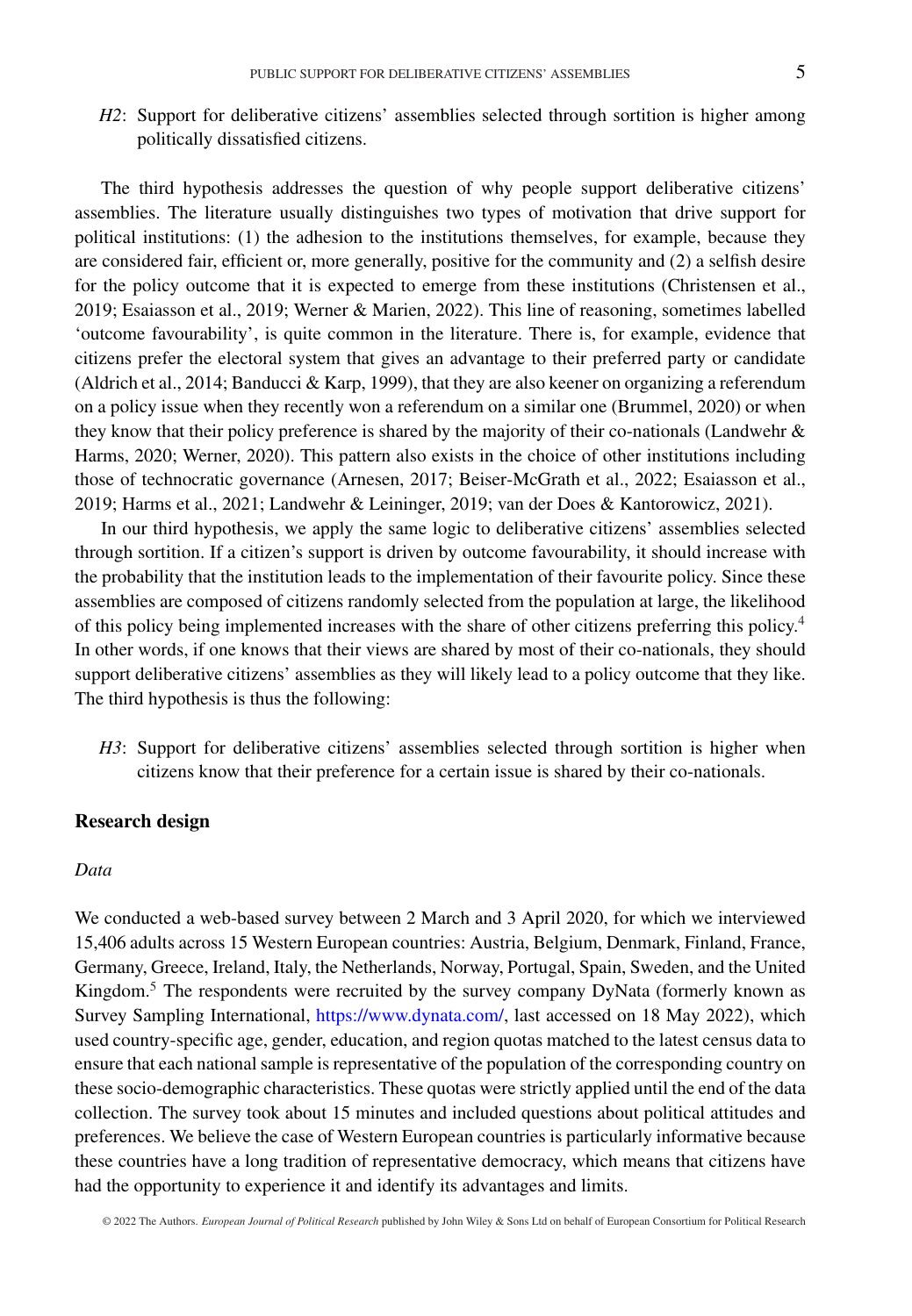*H2*: Support for deliberative citizens' assemblies selected through sortition is higher among politically dissatisfied citizens.

The third hypothesis addresses the question of why people support deliberative citizens' assemblies. The literature usually distinguishes two types of motivation that drive support for political institutions: (1) the adhesion to the institutions themselves, for example, because they are considered fair, efficient or, more generally, positive for the community and (2) a selfish desire for the policy outcome that it is expected to emerge from these institutions (Christensen et al., 2019; Esaiasson et al., 2019; Werner & Marien, 2022). This line of reasoning, sometimes labelled 'outcome favourability', is quite common in the literature. There is, for example, evidence that citizens prefer the electoral system that gives an advantage to their preferred party or candidate (Aldrich et al., 2014; Banducci & Karp, 1999), that they are also keener on organizing a referendum on a policy issue when they recently won a referendum on a similar one (Brummel, 2020) or when they know that their policy preference is shared by the majority of their co-nationals (Landwehr & Harms, 2020; Werner, 2020). This pattern also exists in the choice of other institutions including those of technocratic governance (Arnesen, 2017; Beiser-McGrath et al., 2022; Esaiasson et al., 2019; Harms et al., 2021; Landwehr & Leininger, 2019; van der Does & Kantorowicz, 2021).

In our third hypothesis, we apply the same logic to deliberative citizens' assemblies selected through sortition. If a citizen's support is driven by outcome favourability, it should increase with the probability that the institution leads to the implementation of their favourite policy. Since these assemblies are composed of citizens randomly selected from the population at large, the likelihood of this policy being implemented increases with the share of other citizens preferring this policy.[4] In other words, if one knows that their views are shared by most of their co-nationals, they should support deliberative citizens' assemblies as they will likely lead to a policy outcome that they like. The third hypothesis is thus the following:

*H3*: Support for deliberative citizens' assemblies selected through sortition is higher when citizens know that their preference for a certain issue is shared by their co-nationals.

## Research design

### *Data*

We conducted a web-based survey between 2 March and 3 April 2020, for which we interviewed 15,406 adults across 15 Western European countries: Austria, Belgium, Denmark, Finland, France, Germany, Greece, Ireland, Italy, the Netherlands, Norway, Portugal, Spain, Sweden, and the United Kingdom.[5] The respondents were recruited by the survey company DyNata (formerly known as Survey Sampling International, https://www.dynata.com/, last accessed on 18 May 2022), which used country-specific age, gender, education, and region quotas matched to the latest census data to ensure that each national sample is representative of the population of the corresponding country on these socio-demographic characteristics. These quotas were strictly applied until the end of the data collection. The survey took about 15 minutes and included questions about political attitudes and preferences. We believe the case of Western European countries is particularly informative because these countries have a long tradition of representative democracy, which means that citizens have had the opportunity to experience it and identify its advantages and limits.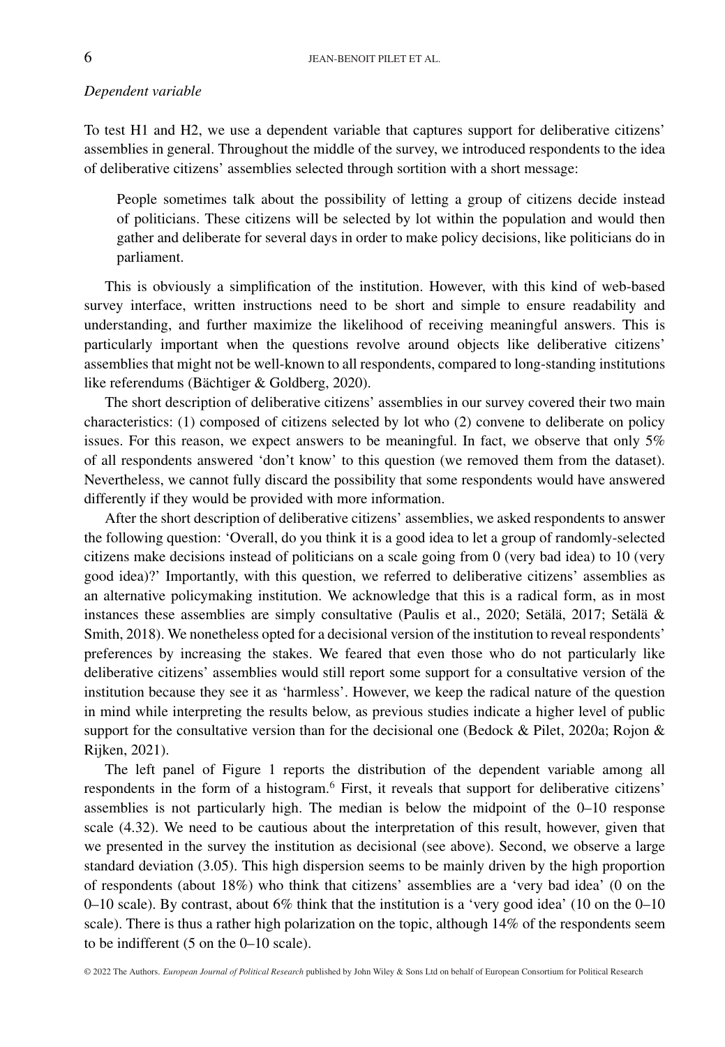*Dependent variable*

To test H1 and H2, we use a dependent variable that captures support for deliberative citizens' assemblies in general. Throughout the middle of the survey, we introduced respondents to the idea of deliberative citizens' assemblies selected through sortition with a short message:

> People sometimes talk about the possibility of letting a group of citizens decide instead of politicians. These citizens will be selected by lot within the population and would then gather and deliberate for several days in order to make policy decisions, like politicians do in parliament.

This is obviously a simplification of the institution. However, with this kind of web-based survey interface, written instructions need to be short and simple to ensure readability and understanding, and further maximize the likelihood of receiving meaningful answers. This is particularly important when the questions revolve around objects like deliberative citizens' assemblies that might not be well-known to all respondents, compared to long-standing institutions like referendums (Bächtiger & Goldberg, 2020).

The short description of deliberative citizens' assemblies in our survey covered their two main characteristics: (1) composed of citizens selected by lot who (2) convene to deliberate on policy issues. For this reason, we expect answers to be meaningful. In fact, we observe that only 5% of all respondents answered 'don't know' to this question (we removed them from the dataset). Nevertheless, we cannot fully discard the possibility that some respondents would have answered differently if they would be provided with more information.

After the short description of deliberative citizens' assemblies, we asked respondents to answer the following question: 'Overall, do you think it is a good idea to let a group of randomly-selected citizens make decisions instead of politicians on a scale going from 0 (very bad idea) to 10 (very good idea)?' Importantly, with this question, we referred to deliberative citizens' assemblies as an alternative policymaking institution. We acknowledge that this is a radical form, as in most instances these assemblies are simply consultative (Paulis et al., 2020; Setälä, 2017; Setälä & Smith, 2018). We nonetheless opted for a decisional version of the institution to reveal respondents' preferences by increasing the stakes. We feared that even those who do not particularly like deliberative citizens' assemblies would still report some support for a consultative version of the institution because they see it as 'harmless'. However, we keep the radical nature of the question in mind while interpreting the results below, as previous studies indicate a higher level of public support for the consultative version than for the decisional one (Bedock & Pilet, 2020a; Rojon & Rijken, 2021).

The left panel of Figure 1 reports the distribution of the dependent variable among all respondents in the form of a histogram.[6] First, it reveals that support for deliberative citizens' assemblies is not particularly high. The median is below the midpoint of the 0–10 response scale (4.32). We need to be cautious about the interpretation of this result, however, given that we presented in the survey the institution as decisional (see above). Second, we observe a large standard deviation (3.05). This high dispersion seems to be mainly driven by the high proportion of respondents (about 18%) who think that citizens' assemblies are a 'very bad idea' (0 on the 0–10 scale). By contrast, about 6% think that the institution is a 'very good idea' (10 on the 0–10 scale). There is thus a rather high polarization on the topic, although 14% of the respondents seem to be indifferent (5 on the 0–10 scale).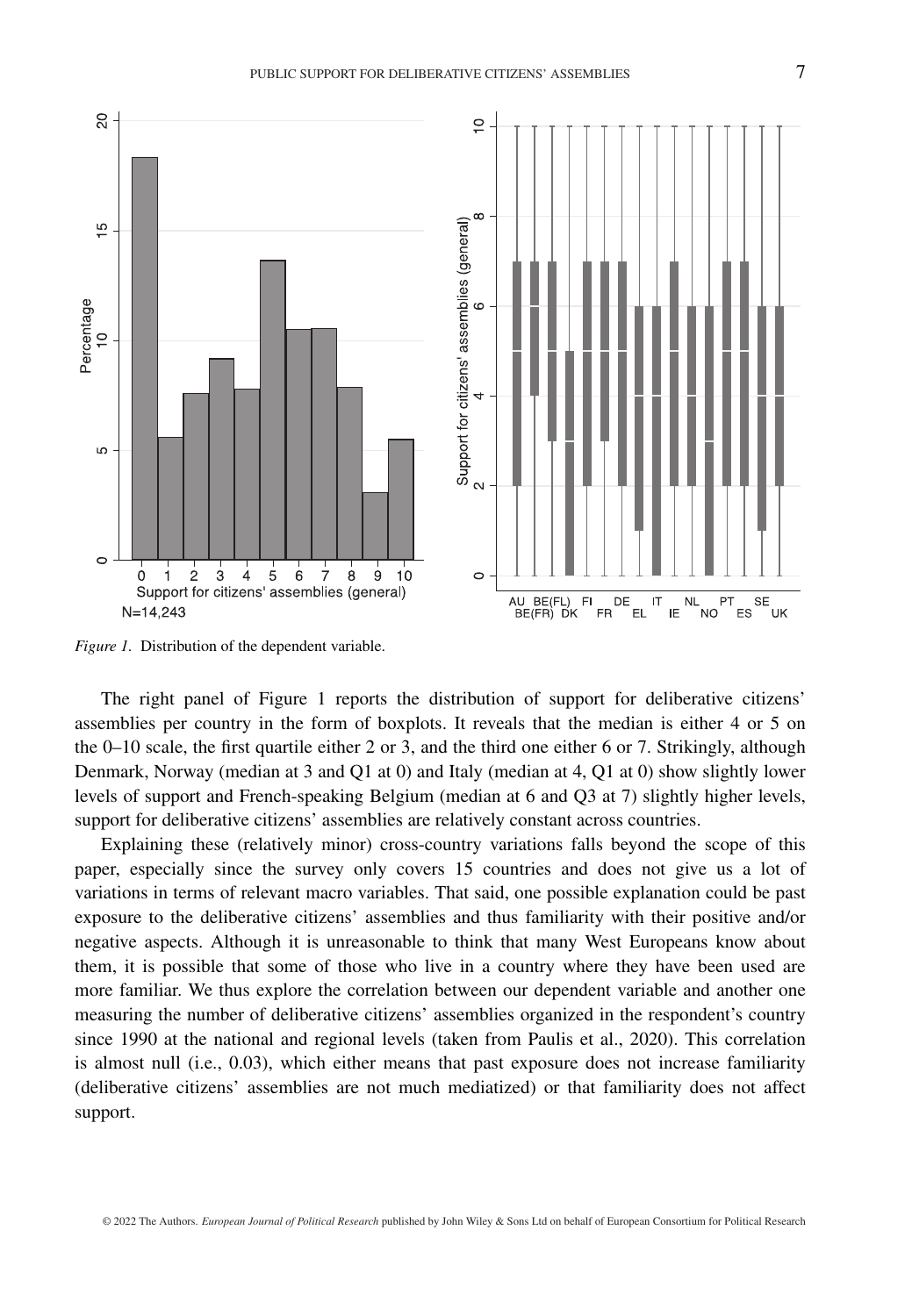*Figure 1*. Distribution of the dependent variable.

The right panel of Figure 1 reports the distribution of support for deliberative citizens' assemblies per country in the form of boxplots. It reveals that the median is either 4 or 5 on the 0–10 scale, the first quartile either 2 or 3, and the third one either 6 or 7. Strikingly, although Denmark, Norway (median at 3 and Q1 at 0) and Italy (median at 4, Q1 at 0) show slightly lower levels of support and French-speaking Belgium (median at 6 and Q3 at 7) slightly higher levels, support for deliberative citizens' assemblies are relatively constant across countries.

Explaining these (relatively minor) cross-country variations falls beyond the scope of this paper, especially since the survey only covers 15 countries and does not give us a lot of variations in terms of relevant macro variables. That said, one possible explanation could be past exposure to the deliberative citizens' assemblies and thus familiarity with their positive and/or negative aspects. Although it is unreasonable to think that many West Europeans know about them, it is possible that some of those who live in a country where they have been used are more familiar. We thus explore the correlation between our dependent variable and another one measuring the number of deliberative citizens' assemblies organized in the respondent's country since 1990 at the national and regional levels (taken from Paulis et al., 2020). This correlation is almost null (i.e., 0.03), which either means that past exposure does not increase familiarity (deliberative citizens' assemblies are not much mediatized) or that familiarity does not affect support.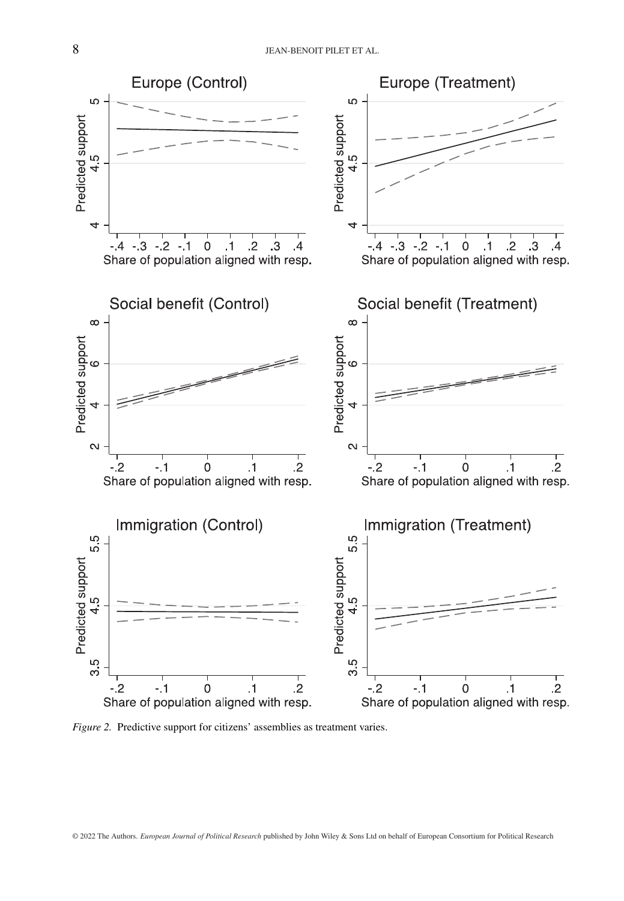*Figure 2.* Predictive support for citizens' assemblies as treatment varies.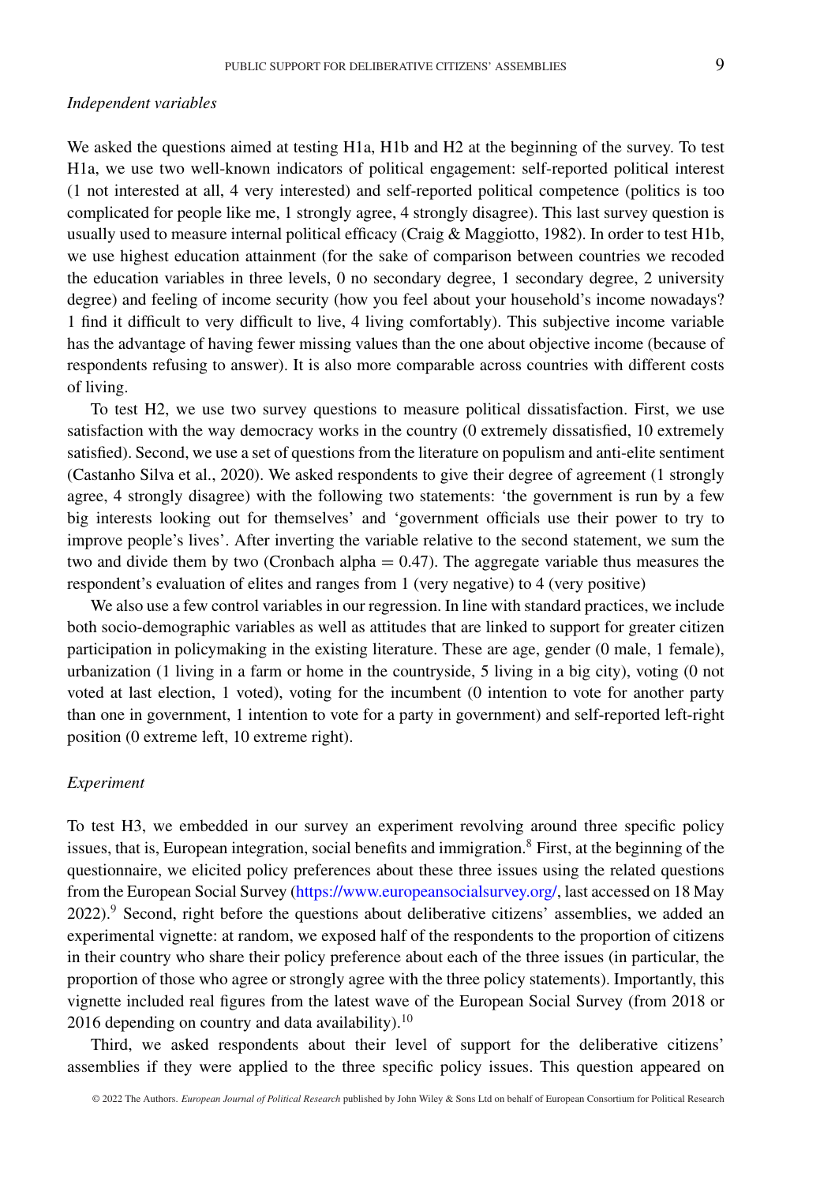*Independent variables*

We asked the questions aimed at testing H1a, H1b and H2 at the beginning of the survey. To test H1a, we use two well-known indicators of political engagement: self-reported political interest (1 not interested at all, 4 very interested) and self-reported political competence (politics is too complicated for people like me, 1 strongly agree, 4 strongly disagree). This last survey question is usually used to measure internal political efficacy (Craig & Maggiotto, 1982). In order to test H1b, we use highest education attainment (for the sake of comparison between countries we recoded the education variables in three levels, 0 no secondary degree, 1 secondary degree, 2 university degree) and feeling of income security (how you feel about your household's income nowadays? 1 find it difficult to very difficult to live, 4 living comfortably). This subjective income variable has the advantage of having fewer missing values than the one about objective income (because of respondents refusing to answer). It is also more comparable across countries with different costs of living.

To test H2, we use two survey questions to measure political dissatisfaction. First, we use satisfaction with the way democracy works in the country (0 extremely dissatisfied, 10 extremely satisfied). Second, we use a set of questions from the literature on populism and anti-elite sentiment (Castanho Silva et al., 2020). We asked respondents to give their degree of agreement (1 strongly agree, 4 strongly disagree) with the following two statements: 'the government is run by a few big interests looking out for themselves' and 'government officials use their power to try to improve people's lives'. After inverting the variable relative to the second statement, we sum the two and divide them by two (Cronbach alpha = 0.47). The aggregate variable thus measures the respondent's evaluation of elites and ranges from 1 (very negative) to 4 (very positive)

We also use a few control variables in our regression. In line with standard practices, we include both socio-demographic variables as well as attitudes that are linked to support for greater citizen participation in policymaking in the existing literature. These are age, gender (0 male, 1 female), urbanization (1 living in a farm or home in the countryside, 5 living in a big city), voting (0 not voted at last election, 1 voted), voting for the incumbent (0 intention to vote for another party than one in government, 1 intention to vote for a party in government) and self-reported left-right position (0 extreme left, 10 extreme right).

*Experiment*

To test H3, we embedded in our survey an experiment revolving around three specific policy issues, that is, European integration, social benefits and immigration.[8] First, at the beginning of the questionnaire, we elicited policy preferences about these three issues using the related questions from the European Social Survey (https://www.europeansocialsurvey.org/, last accessed on 18 May 2022).[9] Second, right before the questions about deliberative citizens' assemblies, we added an experimental vignette: at random, we exposed half of the respondents to the proportion of citizens in their country who share their policy preference about each of the three issues (in particular, the proportion of those who agree or strongly agree with the three policy statements). Importantly, this vignette included real figures from the latest wave of the European Social Survey (from 2018 or 2016 depending on country and data availability).[10]

Third, we asked respondents about their level of support for the deliberative citizens' assemblies if they were applied to the three specific policy issues. This question appeared on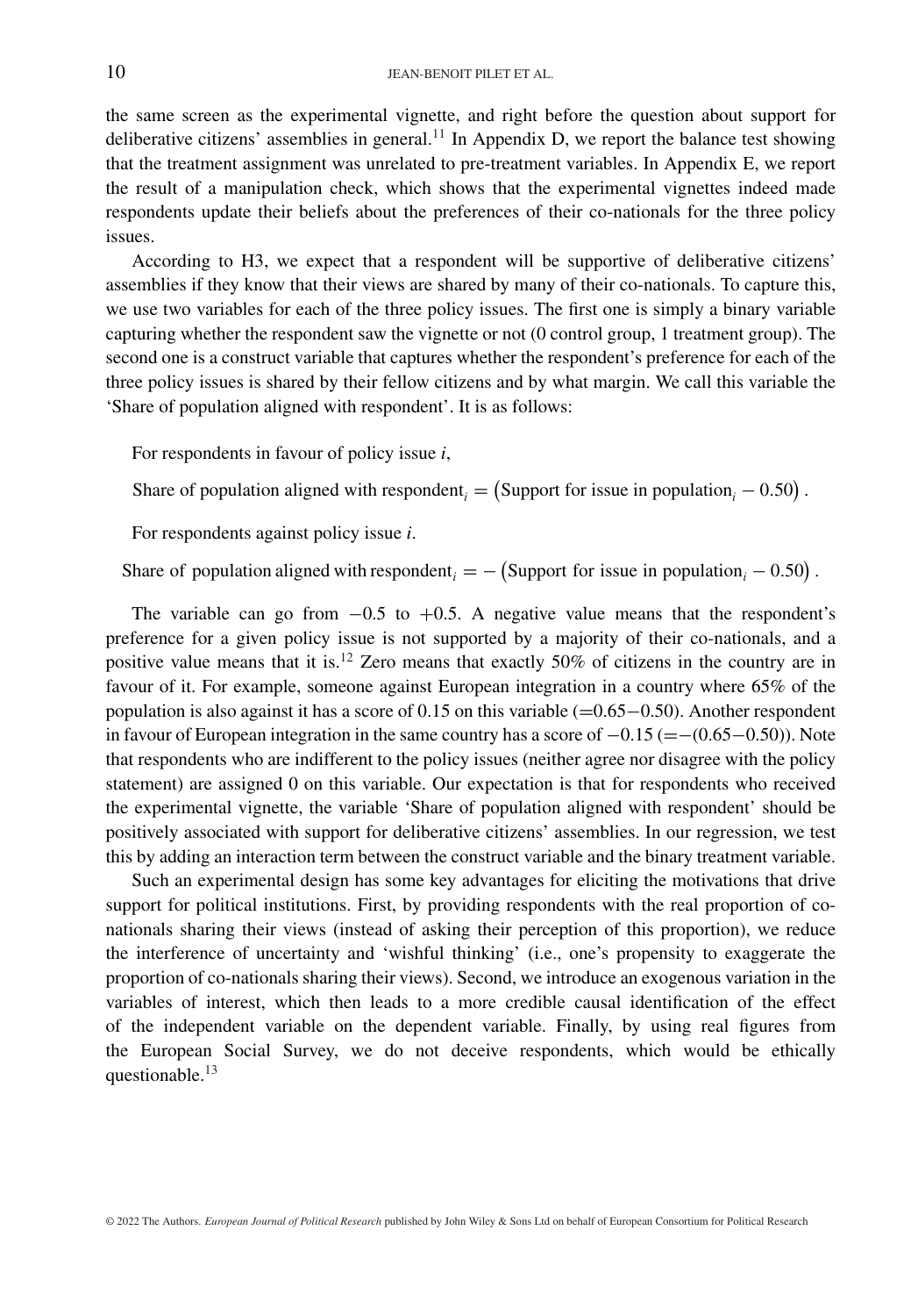the same screen as the experimental vignette, and right before the question about support for deliberative citizens' assemblies in general.[11] In Appendix D, we report the balance test showing that the treatment assignment was unrelated to pre-treatment variables. In Appendix E, we report the result of a manipulation check, which shows that the experimental vignettes indeed made respondents update their beliefs about the preferences of their co-nationals for the three policy issues.

According to H3, we expect that a respondent will be supportive of deliberative citizens' assemblies if they know that their views are shared by many of their co-nationals. To capture this, we use two variables for each of the three policy issues. The first one is simply a binary variable capturing whether the respondent saw the vignette or not (0 control group, 1 treatment group). The second one is a construct variable that captures whether the respondent's preference for each of the three policy issues is shared by their fellow citizens and by what margin. We call this variable the 'Share of population aligned with respondent'. It is as follows:

For respondents in favour of policy issue *i*,

$$\text{Share of population aligned with respondent}_i = \left(\text{Support for issue in population}_i - 0.50\right).$$

For respondents against policy issue *i*.

$$\text{Share of population aligned with respondent}_i = -\left(\text{Support for issue in population}_i - 0.50\right).$$

The variable can go from $-0.5$ to $+0.5$. A negative value means that the respondent's preference for a given policy issue is not supported by a majority of their co-nationals, and a positive value means that it is.[12] Zero means that exactly 50% of citizens in the country are in favour of it. For example, someone against European integration in a country where 65% of the population is also against it has a score of 0.15 on this variable ($=0.65-0.50$). Another respondent in favour of European integration in the same country has a score of $-0.15$ ($=-(0.65-0.50)$). Note that respondents who are indifferent to the policy issues (neither agree nor disagree with the policy statement) are assigned 0 on this variable. Our expectation is that for respondents who received the experimental vignette, the variable 'Share of population aligned with respondent' should be positively associated with support for deliberative citizens' assemblies. In our regression, we test this by adding an interaction term between the construct variable and the binary treatment variable.

Such an experimental design has some key advantages for eliciting the motivations that drive support for political institutions. First, by providing respondents with the real proportion of co-nationals sharing their views (instead of asking their perception of this proportion), we reduce the interference of uncertainty and 'wishful thinking' (i.e., one's propensity to exaggerate the proportion of co-nationals sharing their views). Second, we introduce an exogenous variation in the variables of interest, which then leads to a more credible causal identification of the effect of the independent variable on the dependent variable. Finally, by using real figures from the European Social Survey, we do not deceive respondents, which would be ethically questionable.[13]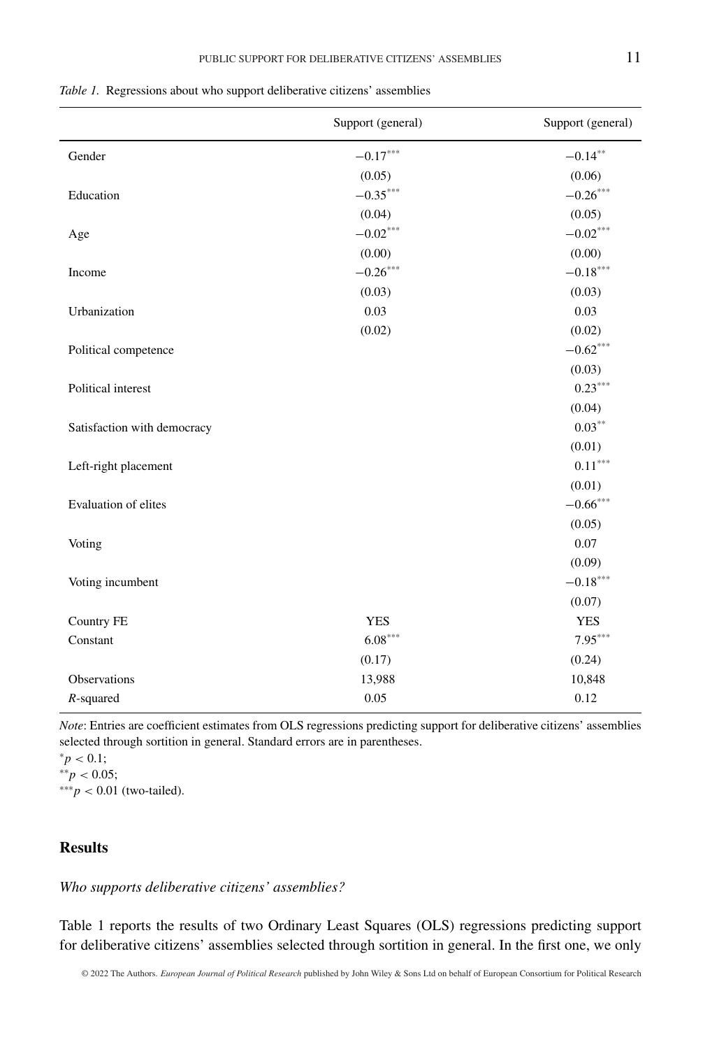*Table 1.* Regressions about who support deliberative citizens' assemblies

| | Support (general) | Support (general) |
|---|---|---|
| Gender | $-0.17^{***}$ | $-0.14^{**}$ |
| | (0.05) | (0.06) |
| Education | $-0.35^{***}$ | $-0.26^{***}$ |
| | (0.04) | (0.05) |
| Age | $-0.02^{***}$ | $-0.02^{***}$ |
| | (0.00) | (0.00) |
| Income | $-0.26^{***}$ | $-0.18^{***}$ |
| | (0.03) | (0.03) |
| Urbanization | 0.03 | 0.03 |
| | (0.02) | (0.02) |
| Political competence | | $-0.62^{***}$ |
| | | (0.03) |
| Political interest | | $0.23^{***}$ |
| | | (0.04) |
| Satisfaction with democracy | | $0.03^{**}$ |
| | | (0.01) |
| Left-right placement | | $0.11^{***}$ |
| | | (0.01) |
| Evaluation of elites | | $-0.66^{***}$ |
| | | (0.05) |
| Voting | | 0.07 |
| | | (0.09) |
| Voting incumbent | | $-0.18^{***}$ |
| | | (0.07) |
| Country FE | YES | YES |
| Constant | $6.08^{***}$ | $7.95^{***}$ |
| | (0.17) | (0.24) |
| Observations | 13,988 | 10,848 |
| $R$-squared | 0.05 | 0.12 |

*Note*: Entries are coefficient estimates from OLS regressions predicting support for deliberative citizens' assemblies selected through sortition in general. Standard errors are in parentheses.
$^{*}p < 0.1$;
$^{**}p < 0.05$;
$^{***}p < 0.01$ (two-tailed).

## Results

*Who supports deliberative citizens' assemblies?*

Table 1 reports the results of two Ordinary Least Squares (OLS) regressions predicting support for deliberative citizens' assemblies selected through sortition in general. In the first one, we only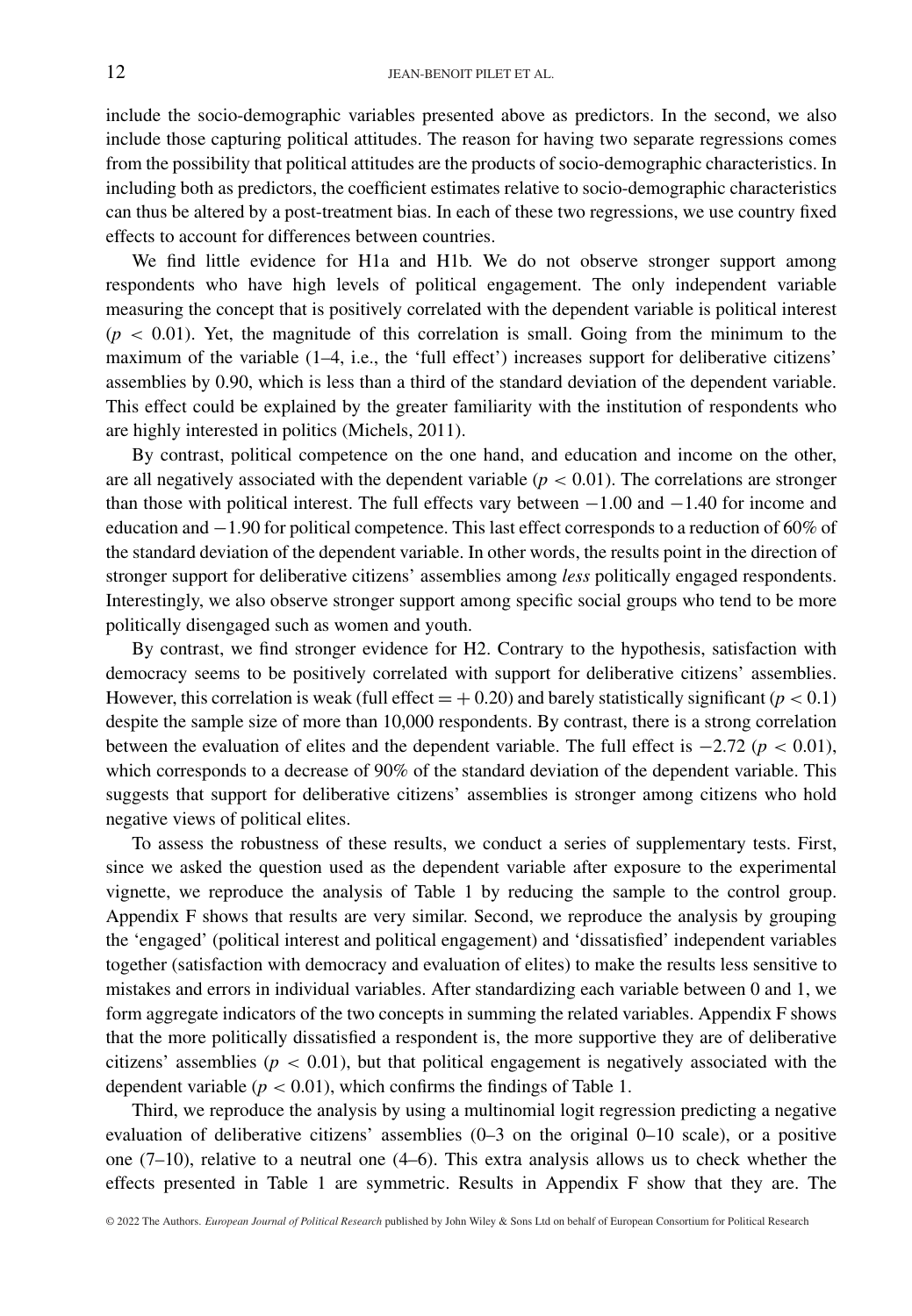include the socio-demographic variables presented above as predictors. In the second, we also include those capturing political attitudes. The reason for having two separate regressions comes from the possibility that political attitudes are the products of socio-demographic characteristics. In including both as predictors, the coefficient estimates relative to socio-demographic characteristics can thus be altered by a post-treatment bias. In each of these two regressions, we use country fixed effects to account for differences between countries.

We find little evidence for H1a and H1b. We do not observe stronger support among respondents who have high levels of political engagement. The only independent variable measuring the concept that is positively correlated with the dependent variable is political interest ($p < 0.01$). Yet, the magnitude of this correlation is small. Going from the minimum to the maximum of the variable (1–4, i.e., the 'full effect') increases support for deliberative citizens' assemblies by 0.90, which is less than a third of the standard deviation of the dependent variable. This effect could be explained by the greater familiarity with the institution of respondents who are highly interested in politics (Michels, 2011).

By contrast, political competence on the one hand, and education and income on the other, are all negatively associated with the dependent variable ($p < 0.01$). The correlations are stronger than those with political interest. The full effects vary between −1.00 and −1.40 for income and education and −1.90 for political competence. This last effect corresponds to a reduction of 60% of the standard deviation of the dependent variable. In other words, the results point in the direction of stronger support for deliberative citizens' assemblies among *less* politically engaged respondents. Interestingly, we also observe stronger support among specific social groups who tend to be more politically disengaged such as women and youth.

By contrast, we find stronger evidence for H2. Contrary to the hypothesis, satisfaction with democracy seems to be positively correlated with support for deliberative citizens' assemblies. However, this correlation is weak (full effect = + 0.20) and barely statistically significant ($p < 0.1$) despite the sample size of more than 10,000 respondents. By contrast, there is a strong correlation between the evaluation of elites and the dependent variable. The full effect is −2.72 ($p < 0.01$), which corresponds to a decrease of 90% of the standard deviation of the dependent variable. This suggests that support for deliberative citizens' assemblies is stronger among citizens who hold negative views of political elites.

To assess the robustness of these results, we conduct a series of supplementary tests. First, since we asked the question used as the dependent variable after exposure to the experimental vignette, we reproduce the analysis of Table 1 by reducing the sample to the control group. Appendix F shows that results are very similar. Second, we reproduce the analysis by grouping the 'engaged' (political interest and political engagement) and 'dissatisfied' independent variables together (satisfaction with democracy and evaluation of elites) to make the results less sensitive to mistakes and errors in individual variables. After standardizing each variable between 0 and 1, we form aggregate indicators of the two concepts in summing the related variables. Appendix F shows that the more politically dissatisfied a respondent is, the more supportive they are of deliberative citizens' assemblies ($p < 0.01$), but that political engagement is negatively associated with the dependent variable ($p < 0.01$), which confirms the findings of Table 1.

Third, we reproduce the analysis by using a multinomial logit regression predicting a negative evaluation of deliberative citizens' assemblies (0–3 on the original 0–10 scale), or a positive one (7–10), relative to a neutral one (4–6). This extra analysis allows us to check whether the effects presented in Table 1 are symmetric. Results in Appendix F show that they are. The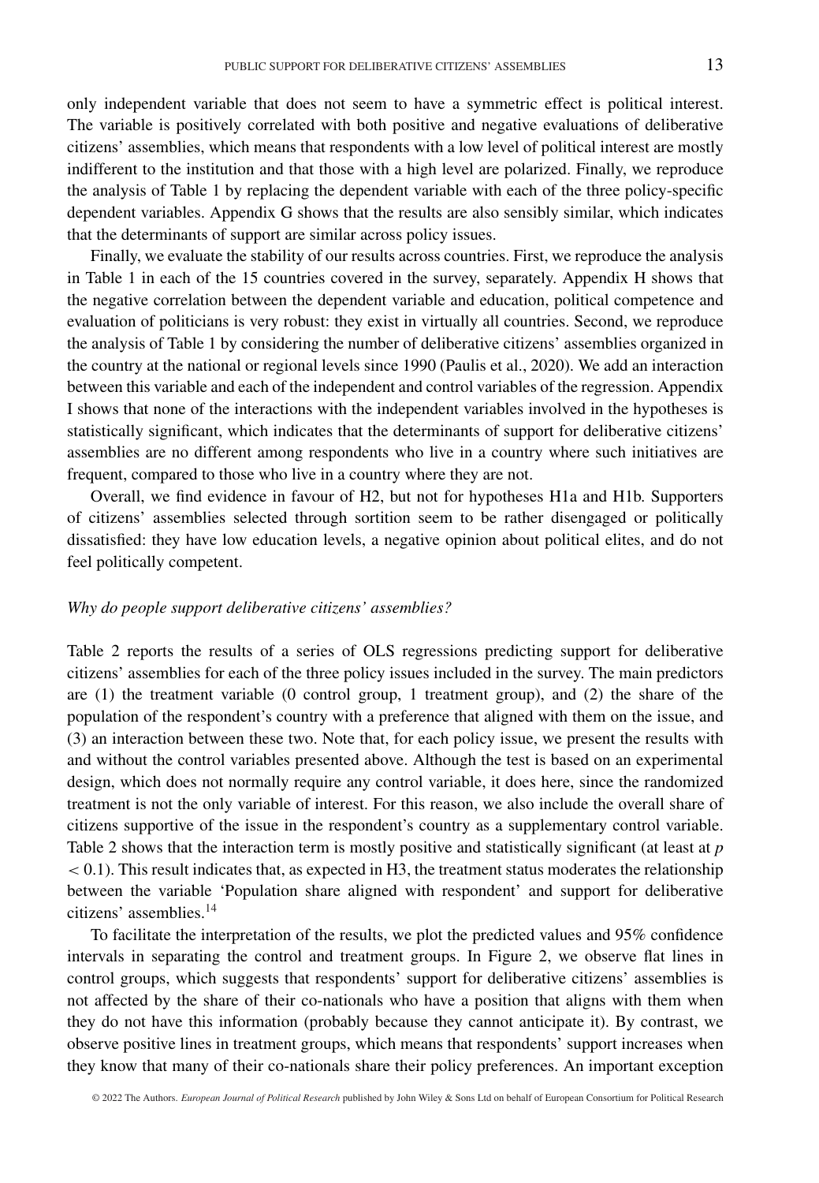only independent variable that does not seem to have a symmetric effect is political interest. The variable is positively correlated with both positive and negative evaluations of deliberative citizens' assemblies, which means that respondents with a low level of political interest are mostly indifferent to the institution and that those with a high level are polarized. Finally, we reproduce the analysis of Table 1 by replacing the dependent variable with each of the three policy-specific dependent variables. Appendix G shows that the results are also sensibly similar, which indicates that the determinants of support are similar across policy issues.

Finally, we evaluate the stability of our results across countries. First, we reproduce the analysis in Table 1 in each of the 15 countries covered in the survey, separately. Appendix H shows that the negative correlation between the dependent variable and education, political competence and evaluation of politicians is very robust: they exist in virtually all countries. Second, we reproduce the analysis of Table 1 by considering the number of deliberative citizens' assemblies organized in the country at the national or regional levels since 1990 (Paulis et al., 2020). We add an interaction between this variable and each of the independent and control variables of the regression. Appendix I shows that none of the interactions with the independent variables involved in the hypotheses is statistically significant, which indicates that the determinants of support for deliberative citizens' assemblies are no different among respondents who live in a country where such initiatives are frequent, compared to those who live in a country where they are not.

Overall, we find evidence in favour of H2, but not for hypotheses H1a and H1b. Supporters of citizens' assemblies selected through sortition seem to be rather disengaged or politically dissatisfied: they have low education levels, a negative opinion about political elites, and do not feel politically competent.

### *Why do people support deliberative citizens' assemblies?*

Table 2 reports the results of a series of OLS regressions predicting support for deliberative citizens' assemblies for each of the three policy issues included in the survey. The main predictors are (1) the treatment variable (0 control group, 1 treatment group), and (2) the share of the population of the respondent's country with a preference that aligned with them on the issue, and (3) an interaction between these two. Note that, for each policy issue, we present the results with and without the control variables presented above. Although the test is based on an experimental design, which does not normally require any control variable, it does here, since the randomized treatment is not the only variable of interest. For this reason, we also include the overall share of citizens supportive of the issue in the respondent's country as a supplementary control variable. Table 2 shows that the interaction term is mostly positive and statistically significant (at least at $p < 0.1$). This result indicates that, as expected in H3, the treatment status moderates the relationship between the variable 'Population share aligned with respondent' and support for deliberative citizens' assemblies.[14]

To facilitate the interpretation of the results, we plot the predicted values and 95% confidence intervals in separating the control and treatment groups. In Figure 2, we observe flat lines in control groups, which suggests that respondents' support for deliberative citizens' assemblies is not affected by the share of their co-nationals who have a position that aligns with them when they do not have this information (probably because they cannot anticipate it). By contrast, we observe positive lines in treatment groups, which means that respondents' support increases when they know that many of their co-nationals share their policy preferences. An important exception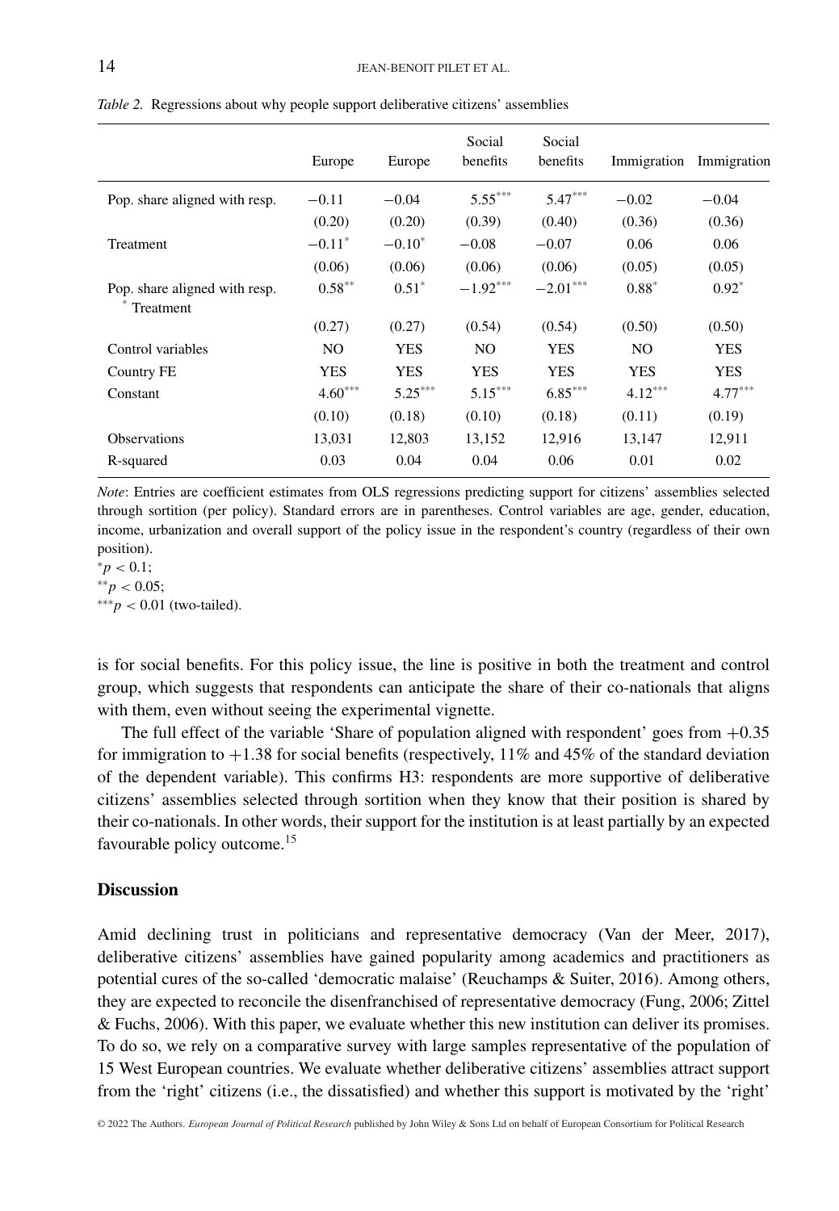*Table 2.* Regressions about why people support deliberative citizens' assemblies

| | Europe | Europe | Social benefits | Social benefits | Immigration | Immigration |
|---|---|---|---|---|---|---|
| Pop. share aligned with resp. | −0.11 | −0.04 | 5.55*** | 5.47*** | −0.02 | −0.04 |
| | (0.20) | (0.20) | (0.39) | (0.40) | (0.36) | (0.36) |
| Treatment | −0.11* | −0.10* | −0.08 | −0.07 | 0.06 | 0.06 |
| | (0.06) | (0.06) | (0.06) | (0.06) | (0.05) | (0.05) |
| Pop. share aligned with resp. * Treatment | 0.58** | 0.51* | −1.92*** | −2.01*** | 0.88* | 0.92* |
| | (0.27) | (0.27) | (0.54) | (0.54) | (0.50) | (0.50) |
| Control variables | NO | YES | NO | YES | NO | YES |
| Country FE | YES | YES | YES | YES | YES | YES |
| Constant | 4.60*** | 5.25*** | 5.15*** | 6.85*** | 4.12*** | 4.77*** |
| | (0.10) | (0.18) | (0.10) | (0.18) | (0.11) | (0.19) |
| Observations | 13,031 | 12,803 | 13,152 | 12,916 | 13,147 | 12,911 |
| R-squared | 0.03 | 0.04 | 0.04 | 0.06 | 0.01 | 0.02 |

*Note*: Entries are coefficient estimates from OLS regressions predicting support for citizens' assemblies selected through sortition (per policy). Standard errors are in parentheses. Control variables are age, gender, education, income, urbanization and overall support of the policy issue in the respondent's country (regardless of their own position).

*$p < 0.1$;

**$p < 0.05$;

***$p < 0.01$ (two-tailed).

is for social benefits. For this policy issue, the line is positive in both the treatment and control group, which suggests that respondents can anticipate the share of their co-nationals that aligns with them, even without seeing the experimental vignette.

The full effect of the variable 'Share of population aligned with respondent' goes from +0.35 for immigration to +1.38 for social benefits (respectively, 11% and 45% of the standard deviation of the dependent variable). This confirms H3: respondents are more supportive of deliberative citizens' assemblies selected through sortition when they know that their position is shared by their co-nationals. In other words, their support for the institution is at least partially by an expected favourable policy outcome.[15]

## Discussion

Amid declining trust in politicians and representative democracy (Van der Meer, 2017), deliberative citizens' assemblies have gained popularity among academics and practitioners as potential cures of the so-called 'democratic malaise' (Reuchamps & Suiter, 2016). Among others, they are expected to reconcile the disenfranchised of representative democracy (Fung, 2006; Zittel & Fuchs, 2006). With this paper, we evaluate whether this new institution can deliver its promises. To do so, we rely on a comparative survey with large samples representative of the population of 15 West European countries. We evaluate whether deliberative citizens' assemblies attract support from the 'right' citizens (i.e., the dissatisfied) and whether this support is motivated by the 'right'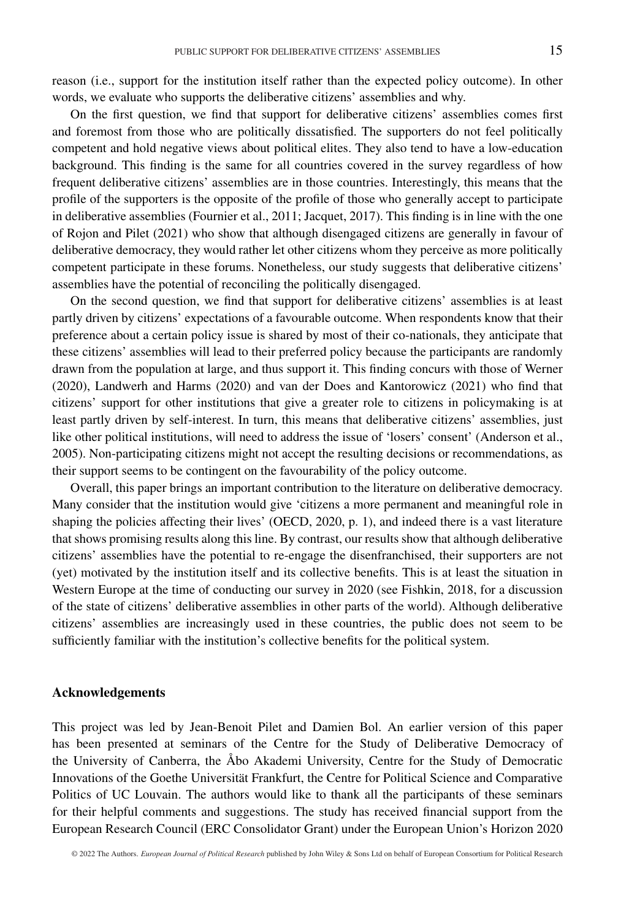reason (i.e., support for the institution itself rather than the expected policy outcome). In other words, we evaluate who supports the deliberative citizens' assemblies and why.

On the first question, we find that support for deliberative citizens' assemblies comes first and foremost from those who are politically dissatisfied. The supporters do not feel politically competent and hold negative views about political elites. They also tend to have a low-education background. This finding is the same for all countries covered in the survey regardless of how frequent deliberative citizens' assemblies are in those countries. Interestingly, this means that the profile of the supporters is the opposite of the profile of those who generally accept to participate in deliberative assemblies (Fournier et al., 2011; Jacquet, 2017). This finding is in line with the one of Rojon and Pilet (2021) who show that although disengaged citizens are generally in favour of deliberative democracy, they would rather let other citizens whom they perceive as more politically competent participate in these forums. Nonetheless, our study suggests that deliberative citizens' assemblies have the potential of reconciling the politically disengaged.

On the second question, we find that support for deliberative citizens' assemblies is at least partly driven by citizens' expectations of a favourable outcome. When respondents know that their preference about a certain policy issue is shared by most of their co-nationals, they anticipate that these citizens' assemblies will lead to their preferred policy because the participants are randomly drawn from the population at large, and thus support it. This finding concurs with those of Werner (2020), Landwerh and Harms (2020) and van der Does and Kantorowicz (2021) who find that citizens' support for other institutions that give a greater role to citizens in policymaking is at least partly driven by self-interest. In turn, this means that deliberative citizens' assemblies, just like other political institutions, will need to address the issue of 'losers' consent' (Anderson et al., 2005). Non-participating citizens might not accept the resulting decisions or recommendations, as their support seems to be contingent on the favourability of the policy outcome.

Overall, this paper brings an important contribution to the literature on deliberative democracy. Many consider that the institution would give 'citizens a more permanent and meaningful role in shaping the policies affecting their lives' (OECD, 2020, p. 1), and indeed there is a vast literature that shows promising results along this line. By contrast, our results show that although deliberative citizens' assemblies have the potential to re-engage the disenfranchised, their supporters are not (yet) motivated by the institution itself and its collective benefits. This is at least the situation in Western Europe at the time of conducting our survey in 2020 (see Fishkin, 2018, for a discussion of the state of citizens' deliberative assemblies in other parts of the world). Although deliberative citizens' assemblies are increasingly used in these countries, the public does not seem to be sufficiently familiar with the institution's collective benefits for the political system.

## Acknowledgements

This project was led by Jean-Benoit Pilet and Damien Bol. An earlier version of this paper has been presented at seminars of the Centre for the Study of Deliberative Democracy of the University of Canberra, the Åbo Akademi University, Centre for the Study of Democratic Innovations of the Goethe Universität Frankfurt, the Centre for Political Science and Comparative Politics of UC Louvain. The authors would like to thank all the participants of these seminars for their helpful comments and suggestions. The study has received financial support from the European Research Council (ERC Consolidator Grant) under the European Union's Horizon 2020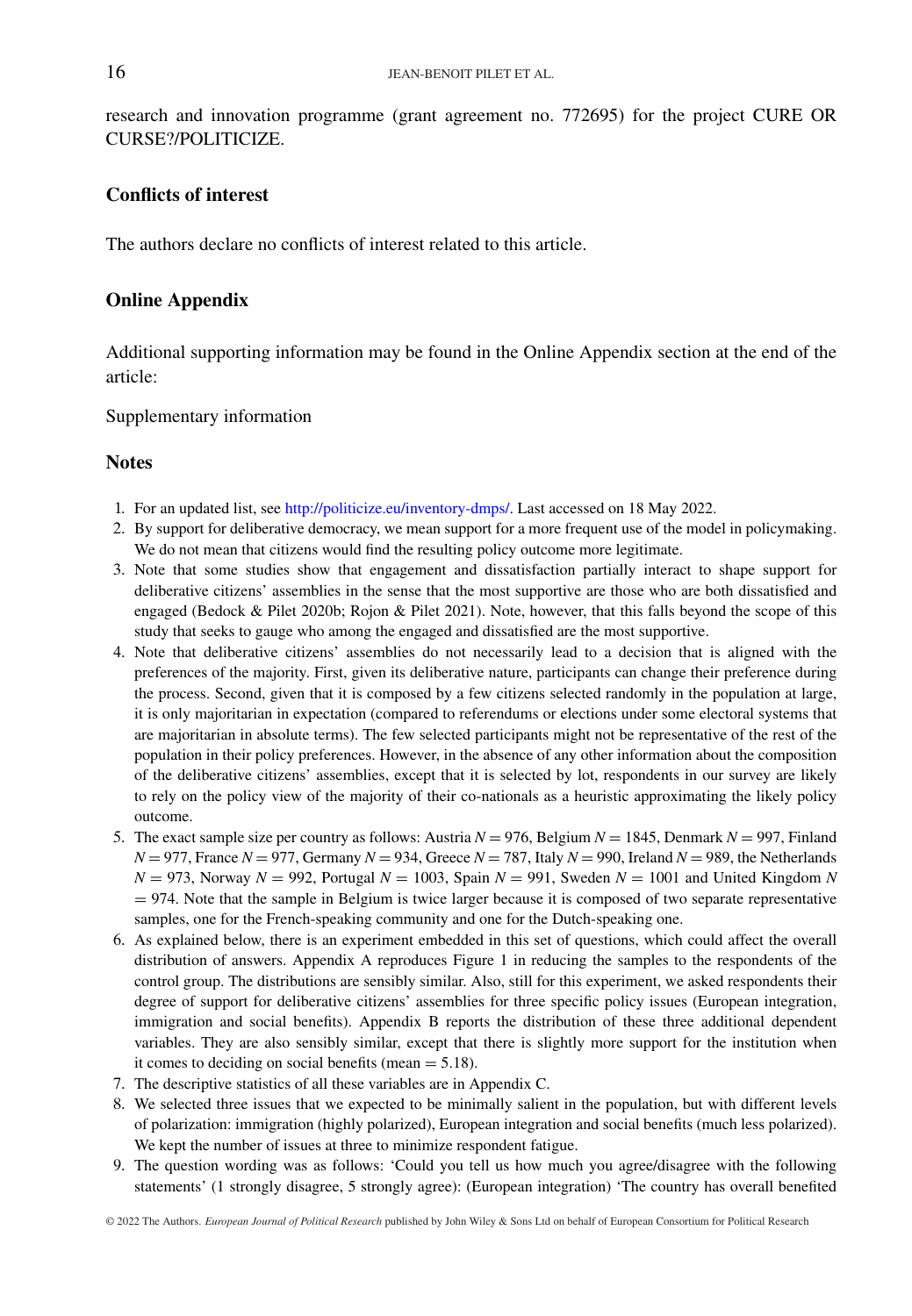research and innovation programme (grant agreement no. 772695) for the project CURE OR CURSE?/POLITICIZE.

## Conflicts of interest

The authors declare no conflicts of interest related to this article.

## Online Appendix

Additional supporting information may be found in the Online Appendix section at the end of the article:

Supplementary information

## Notes

1. For an updated list, see http://politicize.eu/inventory-dmps/. Last accessed on 18 May 2022.
2. By support for deliberative democracy, we mean support for a more frequent use of the model in policymaking. We do not mean that citizens would find the resulting policy outcome more legitimate.
3. Note that some studies show that engagement and dissatisfaction partially interact to shape support for deliberative citizens' assemblies in the sense that the most supportive are those who are both dissatisfied and engaged (Bedock & Pilet 2020b; Rojon & Pilet 2021). Note, however, that this falls beyond the scope of this study that seeks to gauge who among the engaged and dissatisfied are the most supportive.
4. Note that deliberative citizens' assemblies do not necessarily lead to a decision that is aligned with the preferences of the majority. First, given its deliberative nature, participants can change their preference during the process. Second, given that it is composed by a few citizens selected randomly in the population at large, it is only majoritarian in expectation (compared to referendums or elections under some electoral systems that are majoritarian in absolute terms). The few selected participants might not be representative of the rest of the population in their policy preferences. However, in the absence of any other information about the composition of the deliberative citizens' assemblies, except that it is selected by lot, respondents in our survey are likely to rely on the policy view of the majority of their co-nationals as a heuristic approximating the likely policy outcome.
5. The exact sample size per country as follows: Austria $N = 976$, Belgium $N = 1845$, Denmark $N = 997$, Finland $N = 977$, France $N = 977$, Germany $N = 934$, Greece $N = 787$, Italy $N = 990$, Ireland $N = 989$, the Netherlands $N = 973$, Norway $N = 992$, Portugal $N = 1003$, Spain $N = 991$, Sweden $N = 1001$ and United Kingdom $N = 974$. Note that the sample in Belgium is twice larger because it is composed of two separate representative samples, one for the French-speaking community and one for the Dutch-speaking one.
6. As explained below, there is an experiment embedded in this set of questions, which could affect the overall distribution of answers. Appendix A reproduces Figure 1 in reducing the samples to the respondents of the control group. The distributions are sensibly similar. Also, still for this experiment, we asked respondents their degree of support for deliberative citizens' assemblies for three specific policy issues (European integration, immigration and social benefits). Appendix B reports the distribution of these three additional dependent variables. They are also sensibly similar, except that there is slightly more support for the institution when it comes to deciding on social benefits (mean = 5.18).
7. The descriptive statistics of all these variables are in Appendix C.
8. We selected three issues that we expected to be minimally salient in the population, but with different levels of polarization: immigration (highly polarized), European integration and social benefits (much less polarized). We kept the number of issues at three to minimize respondent fatigue.
9. The question wording was as follows: 'Could you tell us how much you agree/disagree with the following statements' (1 strongly disagree, 5 strongly agree): (European integration) 'The country has overall benefited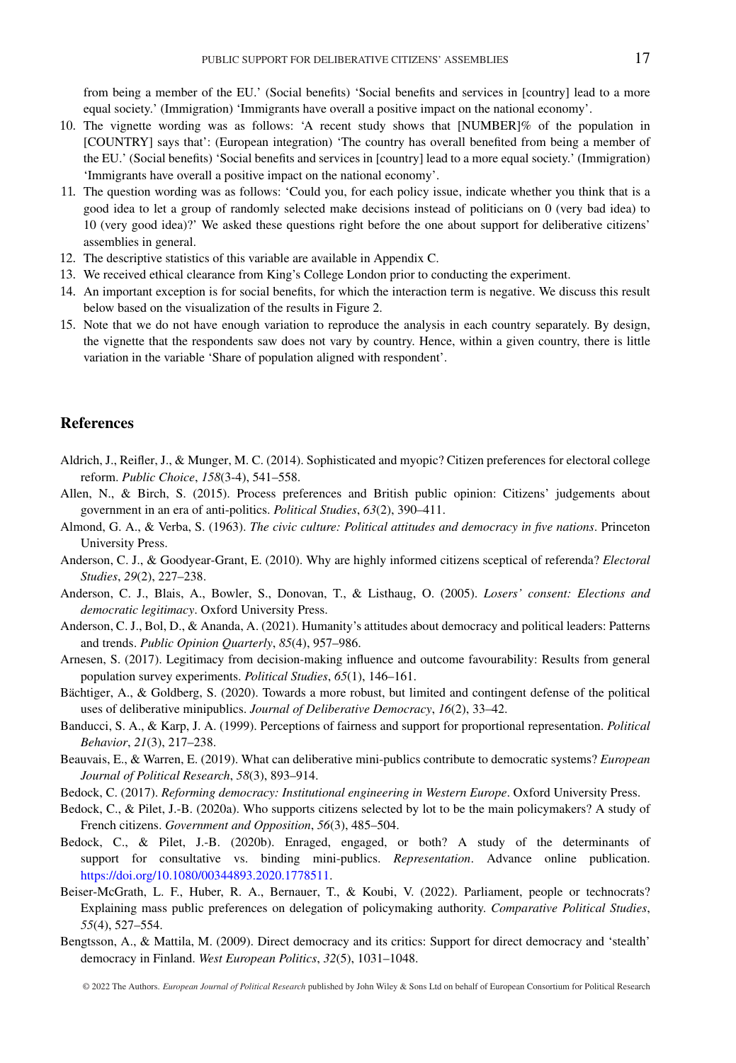from being a member of the EU.' (Social benefits) 'Social benefits and services in [country] lead to a more equal society.' (Immigration) 'Immigrants have overall a positive impact on the national economy'.

10. The vignette wording was as follows: 'A recent study shows that [NUMBER]% of the population in [COUNTRY] says that': (European integration) 'The country has overall benefited from being a member of the EU.' (Social benefits) 'Social benefits and services in [country] lead to a more equal society.' (Immigration) 'Immigrants have overall a positive impact on the national economy'.
11. The question wording was as follows: 'Could you, for each policy issue, indicate whether you think that is a good idea to let a group of randomly selected make decisions instead of politicians on 0 (very bad idea) to 10 (very good idea)?' We asked these questions right before the one about support for deliberative citizens' assemblies in general.
12. The descriptive statistics of this variable are available in Appendix C.
13. We received ethical clearance from King's College London prior to conducting the experiment.
14. An important exception is for social benefits, for which the interaction term is negative. We discuss this result below based on the visualization of the results in Figure 2.
15. Note that we do not have enough variation to reproduce the analysis in each country separately. By design, the vignette that the respondents saw does not vary by country. Hence, within a given country, there is little variation in the variable 'Share of population aligned with respondent'.

## References

Aldrich, J., Reifler, J., & Munger, M. C. (2014). Sophisticated and myopic? Citizen preferences for electoral college reform. *Public Choice*, *158*(3-4), 541–558.

Allen, N., & Birch, S. (2015). Process preferences and British public opinion: Citizens' judgements about government in an era of anti-politics. *Political Studies*, *63*(2), 390–411.

Almond, G. A., & Verba, S. (1963). *The civic culture: Political attitudes and democracy in five nations*. Princeton University Press.

Anderson, C. J., & Goodyear-Grant, E. (2010). Why are highly informed citizens sceptical of referenda? *Electoral Studies*, *29*(2), 227–238.

Anderson, C. J., Blais, A., Bowler, S., Donovan, T., & Listhaug, O. (2005). *Losers' consent: Elections and democratic legitimacy*. Oxford University Press.

Anderson, C. J., Bol, D., & Ananda, A. (2021). Humanity's attitudes about democracy and political leaders: Patterns and trends. *Public Opinion Quarterly*, *85*(4), 957–986.

Arnesen, S. (2017). Legitimacy from decision-making influence and outcome favourability: Results from general population survey experiments. *Political Studies*, *65*(1), 146–161.

Bächtiger, A., & Goldberg, S. (2020). Towards a more robust, but limited and contingent defense of the political uses of deliberative minipublics. *Journal of Deliberative Democracy*, *16*(2), 33–42.

Banducci, S. A., & Karp, J. A. (1999). Perceptions of fairness and support for proportional representation. *Political Behavior*, *21*(3), 217–238.

Beauvais, E., & Warren, E. (2019). What can deliberative mini-publics contribute to democratic systems? *European Journal of Political Research*, *58*(3), 893–914.

Bedock, C. (2017). *Reforming democracy: Institutional engineering in Western Europe*. Oxford University Press.

Bedock, C., & Pilet, J.-B. (2020a). Who supports citizens selected by lot to be the main policymakers? A study of French citizens. *Government and Opposition*, *56*(3), 485–504.

Bedock, C., & Pilet, J.-B. (2020b). Enraged, engaged, or both? A study of the determinants of support for consultative vs. binding mini-publics. *Representation*. Advance online publication. https://doi.org/10.1080/00344893.2020.1778511.

Beiser-McGrath, L. F., Huber, R. A., Bernauer, T., & Koubi, V. (2022). Parliament, people or technocrats? Explaining mass public preferences on delegation of policymaking authority. *Comparative Political Studies*, *55*(4), 527–554.

Bengtsson, A., & Mattila, M. (2009). Direct democracy and its critics: Support for direct democracy and 'stealth' democracy in Finland. *West European Politics*, *32*(5), 1031–1048.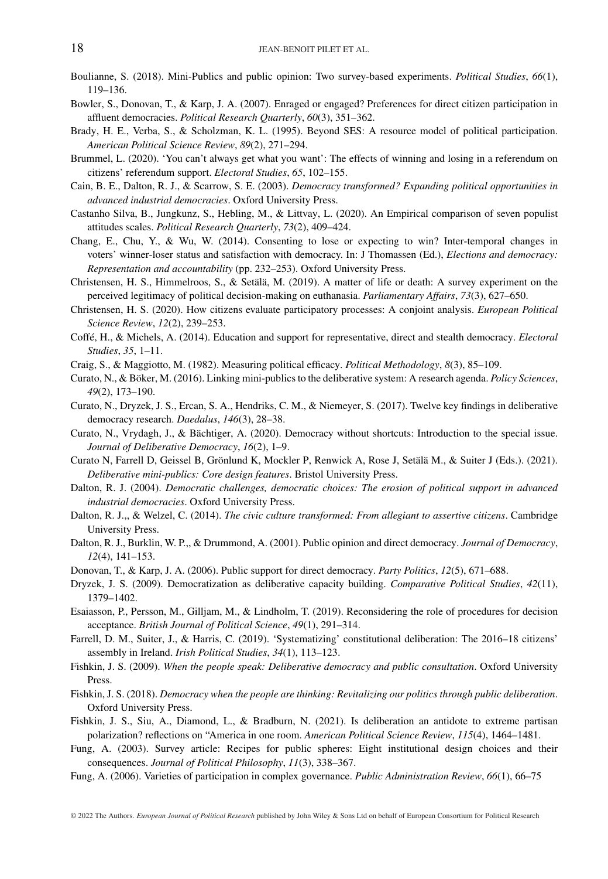Boulianne, S. (2018). Mini-Publics and public opinion: Two survey-based experiments. *Political Studies*, *66*(1), 119–136.

Bowler, S., Donovan, T., & Karp, J. A. (2007). Enraged or engaged? Preferences for direct citizen participation in affluent democracies. *Political Research Quarterly*, *60*(3), 351–362.

Brady, H. E., Verba, S., & Scholzman, K. L. (1995). Beyond SES: A resource model of political participation. *American Political Science Review*, *89*(2), 271–294.

Brummel, L. (2020). 'You can't always get what you want': The effects of winning and losing in a referendum on citizens' referendum support. *Electoral Studies*, *65*, 102–155.

Cain, B. E., Dalton, R. J., & Scarrow, S. E. (2003). *Democracy transformed? Expanding political opportunities in advanced industrial democracies*. Oxford University Press.

Castanho Silva, B., Jungkunz, S., Hebling, M., & Littvay, L. (2020). An Empirical comparison of seven populist attitudes scales. *Political Research Quarterly*, *73*(2), 409–424.

Chang, E., Chu, Y., & Wu, W. (2014). Consenting to lose or expecting to win? Inter-temporal changes in voters' winner-loser status and satisfaction with democracy. In: J Thomassen (Ed.), *Elections and democracy: Representation and accountability* (pp. 232–253). Oxford University Press.

Christensen, H. S., Himmelroos, S., & Setälä, M. (2019). A matter of life or death: A survey experiment on the perceived legitimacy of political decision-making on euthanasia. *Parliamentary Affairs*, *73*(3), 627–650.

Christensen, H. S. (2020). How citizens evaluate participatory processes: A conjoint analysis. *European Political Science Review*, *12*(2), 239–253.

Coffé, H., & Michels, A. (2014). Education and support for representative, direct and stealth democracy. *Electoral Studies*, *35*, 1–11.

Craig, S., & Maggiotto, M. (1982). Measuring political efficacy. *Political Methodology*, *8*(3), 85–109.

Curato, N., & Böker, M. (2016). Linking mini-publics to the deliberative system: A research agenda. *Policy Sciences*, *49*(2), 173–190.

Curato, N., Dryzek, J. S., Ercan, S. A., Hendriks, C. M., & Niemeyer, S. (2017). Twelve key findings in deliberative democracy research. *Daedalus*, *146*(3), 28–38.

Curato, N., Vrydagh, J., & Bächtiger, A. (2020). Democracy without shortcuts: Introduction to the special issue. *Journal of Deliberative Democracy*, *16*(2), 1–9.

Curato N, Farrell D, Geissel B, Grönlund K, Mockler P, Renwick A, Rose J, Setälä M., & Suiter J (Eds.). (2021). *Deliberative mini-publics: Core design features*. Bristol University Press.

Dalton, R. J. (2004). *Democratic challenges, democratic choices: The erosion of political support in advanced industrial democracies*. Oxford University Press.

Dalton, R. J.,, & Welzel, C. (2014). *The civic culture transformed: From allegiant to assertive citizens*. Cambridge University Press.

Dalton, R. J., Burklin, W. P.,, & Drummond, A. (2001). Public opinion and direct democracy. *Journal of Democracy*, *12*(4), 141–153.

Donovan, T., & Karp, J. A. (2006). Public support for direct democracy. *Party Politics*, *12*(5), 671–688.

Dryzek, J. S. (2009). Democratization as deliberative capacity building. *Comparative Political Studies*, *42*(11), 1379–1402.

Esaiasson, P., Persson, M., Gilljam, M., & Lindholm, T. (2019). Reconsidering the role of procedures for decision acceptance. *British Journal of Political Science*, *49*(1), 291–314.

Farrell, D. M., Suiter, J., & Harris, C. (2019). 'Systematizing' constitutional deliberation: The 2016–18 citizens' assembly in Ireland. *Irish Political Studies*, *34*(1), 113–123.

Fishkin, J. S. (2009). *When the people speak: Deliberative democracy and public consultation*. Oxford University Press.

Fishkin, J. S. (2018). *Democracy when the people are thinking: Revitalizing our politics through public deliberation*. Oxford University Press.

Fishkin, J. S., Siu, A., Diamond, L., & Bradburn, N. (2021). Is deliberation an antidote to extreme partisan polarization? reflections on "America in one room. *American Political Science Review*, *115*(4), 1464–1481.

Fung, A. (2003). Survey article: Recipes for public spheres: Eight institutional design choices and their consequences. *Journal of Political Philosophy*, *11*(3), 338–367.

Fung, A. (2006). Varieties of participation in complex governance. *Public Administration Review*, *66*(1), 66–75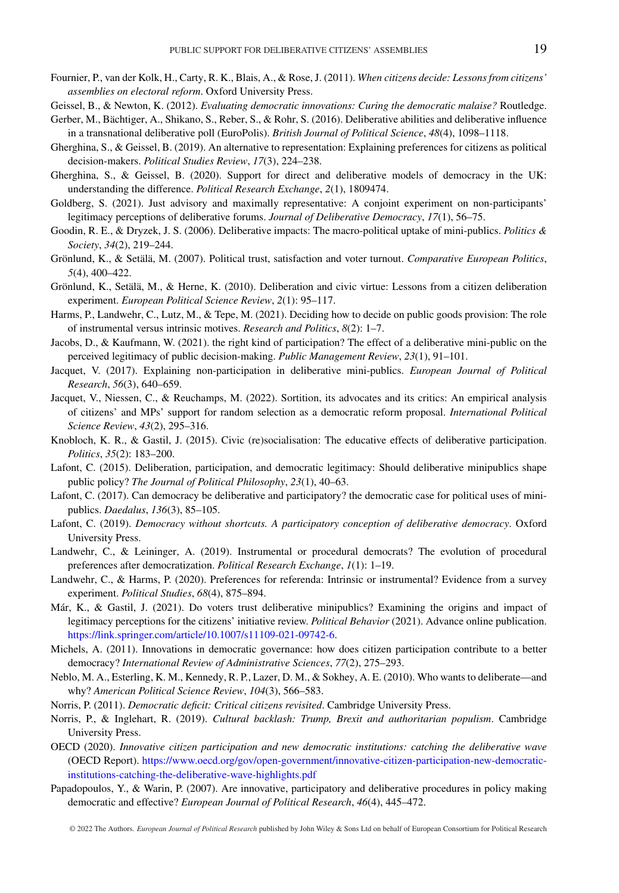Fournier, P., van der Kolk, H., Carty, R. K., Blais, A., & Rose, J. (2011). *When citizens decide: Lessons from citizens' assemblies on electoral reform*. Oxford University Press.

Geissel, B., & Newton, K. (2012). *Evaluating democratic innovations: Curing the democratic malaise?* Routledge.

Gerber, M., Bächtiger, A., Shikano, S., Reber, S., & Rohr, S. (2016). Deliberative abilities and deliberative influence in a transnational deliberative poll (EuroPolis). *British Journal of Political Science*, *48*(4), 1098–1118.

Gherghina, S., & Geissel, B. (2019). An alternative to representation: Explaining preferences for citizens as political decision-makers. *Political Studies Review*, *17*(3), 224–238.

Gherghina, S., & Geissel, B. (2020). Support for direct and deliberative models of democracy in the UK: understanding the difference. *Political Research Exchange*, *2*(1), 1809474.

Goldberg, S. (2021). Just advisory and maximally representative: A conjoint experiment on non-participants' legitimacy perceptions of deliberative forums. *Journal of Deliberative Democracy*, *17*(1), 56–75.

Goodin, R. E., & Dryzek, J. S. (2006). Deliberative impacts: The macro-political uptake of mini-publics. *Politics & Society*, *34*(2), 219–244.

Grönlund, K., & Setälä, M. (2007). Political trust, satisfaction and voter turnout. *Comparative European Politics*, *5*(4), 400–422.

Grönlund, K., Setälä, M., & Herne, K. (2010). Deliberation and civic virtue: Lessons from a citizen deliberation experiment. *European Political Science Review*, *2*(1): 95–117.

Harms, P., Landwehr, C., Lutz, M., & Tepe, M. (2021). Deciding how to decide on public goods provision: The role of instrumental versus intrinsic motives. *Research and Politics*, *8*(2): 1–7.

Jacobs, D., & Kaufmann, W. (2021). the right kind of participation? The effect of a deliberative mini-public on the perceived legitimacy of public decision-making. *Public Management Review*, *23*(1), 91–101.

Jacquet, V. (2017). Explaining non-participation in deliberative mini-publics. *European Journal of Political Research*, *56*(3), 640–659.

Jacquet, V., Niessen, C., & Reuchamps, M. (2022). Sortition, its advocates and its critics: An empirical analysis of citizens' and MPs' support for random selection as a democratic reform proposal. *International Political Science Review*, *43*(2), 295–316.

Knobloch, K. R., & Gastil, J. (2015). Civic (re)socialisation: The educative effects of deliberative participation. *Politics*, *35*(2): 183–200.

Lafont, C. (2015). Deliberation, participation, and democratic legitimacy: Should deliberative minipublics shape public policy? *The Journal of Political Philosophy*, *23*(1), 40–63.

Lafont, C. (2017). Can democracy be deliberative and participatory? the democratic case for political uses of mini-publics. *Daedalus*, *136*(3), 85–105.

Lafont, C. (2019). *Democracy without shortcuts. A participatory conception of deliberative democracy*. Oxford University Press.

Landwehr, C., & Leininger, A. (2019). Instrumental or procedural democrats? The evolution of procedural preferences after democratization. *Political Research Exchange*, *1*(1): 1–19.

Landwehr, C., & Harms, P. (2020). Preferences for referenda: Intrinsic or instrumental? Evidence from a survey experiment. *Political Studies*, *68*(4), 875–894.

Már, K., & Gastil, J. (2021). Do voters trust deliberative minipublics? Examining the origins and impact of legitimacy perceptions for the citizens' initiative review. *Political Behavior* (2021). Advance online publication. https://link.springer.com/article/10.1007/s11109-021-09742-6.

Michels, A. (2011). Innovations in democratic governance: how does citizen participation contribute to a better democracy? *International Review of Administrative Sciences*, *77*(2), 275–293.

Neblo, M. A., Esterling, K. M., Kennedy, R. P., Lazer, D. M., & Sokhey, A. E. (2010). Who wants to deliberate—and why? *American Political Science Review*, *104*(3), 566–583.

Norris, P. (2011). *Democratic deficit: Critical citizens revisited*. Cambridge University Press.

Norris, P., & Inglehart, R. (2019). *Cultural backlash: Trump, Brexit and authoritarian populism*. Cambridge University Press.

OECD (2020). *Innovative citizen participation and new democratic institutions: catching the deliberative wave* (OECD Report). https://www.oecd.org/gov/open-government/innovative-citizen-participation-new-democratic-institutions-catching-the-deliberative-wave-highlights.pdf

Papadopoulos, Y., & Warin, P. (2007). Are innovative, participatory and deliberative procedures in policy making democratic and effective? *European Journal of Political Research*, *46*(4), 445–472.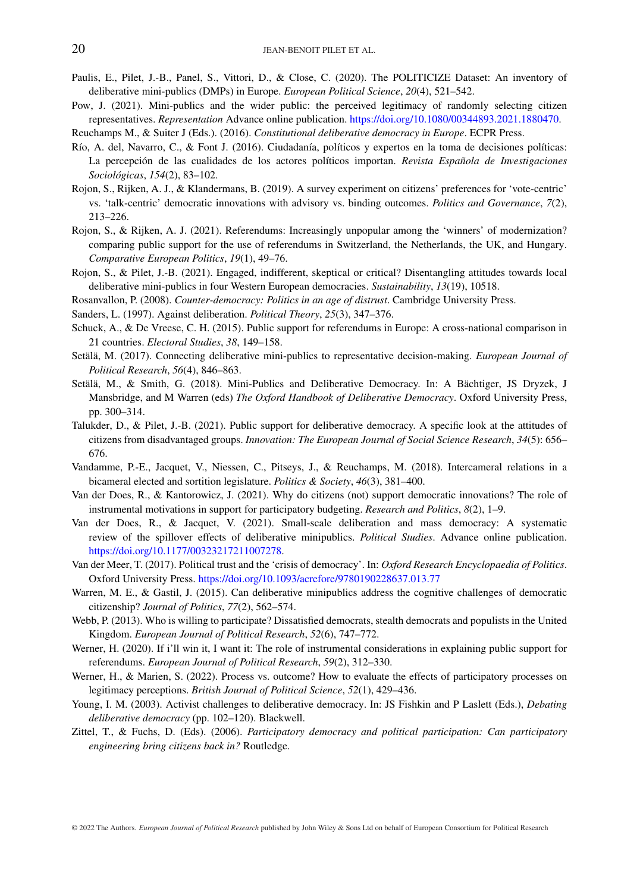Paulis, E., Pilet, J.-B., Panel, S., Vittori, D., & Close, C. (2020). The POLITICIZE Dataset: An inventory of deliberative mini-publics (DMPs) in Europe. *European Political Science*, *20*(4), 521–542.

Pow, J. (2021). Mini-publics and the wider public: the perceived legitimacy of randomly selecting citizen representatives. *Representation* Advance online publication. https://doi.org/10.1080/00344893.2021.1880470.

Reuchamps M., & Suiter J (Eds.). (2016). *Constitutional deliberative democracy in Europe*. ECPR Press.

Río, A. del, Navarro, C., & Font J. (2016). Ciudadanía, políticos y expertos en la toma de decisiones políticas: La percepción de las cualidades de los actores políticos importan. *Revista Española de Investigaciones Sociológicas*, *154*(2), 83–102.

Rojon, S., Rijken, A. J., & Klandermans, B. (2019). A survey experiment on citizens' preferences for 'vote-centric' vs. 'talk-centric' democratic innovations with advisory vs. binding outcomes. *Politics and Governance*, *7*(2), 213–226.

Rojon, S., & Rijken, A. J. (2021). Referendums: Increasingly unpopular among the 'winners' of modernization? comparing public support for the use of referendums in Switzerland, the Netherlands, the UK, and Hungary. *Comparative European Politics*, *19*(1), 49–76.

Rojon, S., & Pilet, J.-B. (2021). Engaged, indifferent, skeptical or critical? Disentangling attitudes towards local deliberative mini-publics in four Western European democracies. *Sustainability*, *13*(19), 10518.

Rosanvallon, P. (2008). *Counter-democracy: Politics in an age of distrust*. Cambridge University Press.

Sanders, L. (1997). Against deliberation. *Political Theory*, *25*(3), 347–376.

Schuck, A., & De Vreese, C. H. (2015). Public support for referendums in Europe: A cross-national comparison in 21 countries. *Electoral Studies*, *38*, 149–158.

Setälä, M. (2017). Connecting deliberative mini-publics to representative decision-making. *European Journal of Political Research*, *56*(4), 846–863.

Setälä, M., & Smith, G. (2018). Mini-Publics and Deliberative Democracy. In: A Bächtiger, JS Dryzek, J Mansbridge, and M Warren (eds) *The Oxford Handbook of Deliberative Democracy*. Oxford University Press, pp. 300–314.

Talukder, D., & Pilet, J.-B. (2021). Public support for deliberative democracy. A specific look at the attitudes of citizens from disadvantaged groups. *Innovation: The European Journal of Social Science Research*, *34*(5): 656–676.

Vandamme, P.-E., Jacquet, V., Niessen, C., Pitseys, J., & Reuchamps, M. (2018). Intercameral relations in a bicameral elected and sortition legislature. *Politics & Society*, *46*(3), 381–400.

Van der Does, R., & Kantorowicz, J. (2021). Why do citizens (not) support democratic innovations? The role of instrumental motivations in support for participatory budgeting. *Research and Politics*, *8*(2), 1–9.

Van der Does, R., & Jacquet, V. (2021). Small-scale deliberation and mass democracy: A systematic review of the spillover effects of deliberative minipublics. *Political Studies*. Advance online publication. https://doi.org/10.1177/00323217211007278.

Van der Meer, T. (2017). Political trust and the 'crisis of democracy'. In: *Oxford Research Encyclopaedia of Politics*. Oxford University Press. https://doi.org/10.1093/acrefore/9780190228637.013.77

Warren, M. E., & Gastil, J. (2015). Can deliberative minipublics address the cognitive challenges of democratic citizenship? *Journal of Politics*, *77*(2), 562–574.

Webb, P. (2013). Who is willing to participate? Dissatisfied democrats, stealth democrats and populists in the United Kingdom. *European Journal of Political Research*, *52*(6), 747–772.

Werner, H. (2020). If i'll win it, I want it: The role of instrumental considerations in explaining public support for referendums. *European Journal of Political Research*, *59*(2), 312–330.

Werner, H., & Marien, S. (2022). Process vs. outcome? How to evaluate the effects of participatory processes on legitimacy perceptions. *British Journal of Political Science*, *52*(1), 429–436.

Young, I. M. (2003). Activist challenges to deliberative democracy. In: JS Fishkin and P Laslett (Eds.), *Debating deliberative democracy* (pp. 102–120). Blackwell.

Zittel, T., & Fuchs, D. (Eds). (2006). *Participatory democracy and political participation: Can participatory engineering bring citizens back in?* Routledge.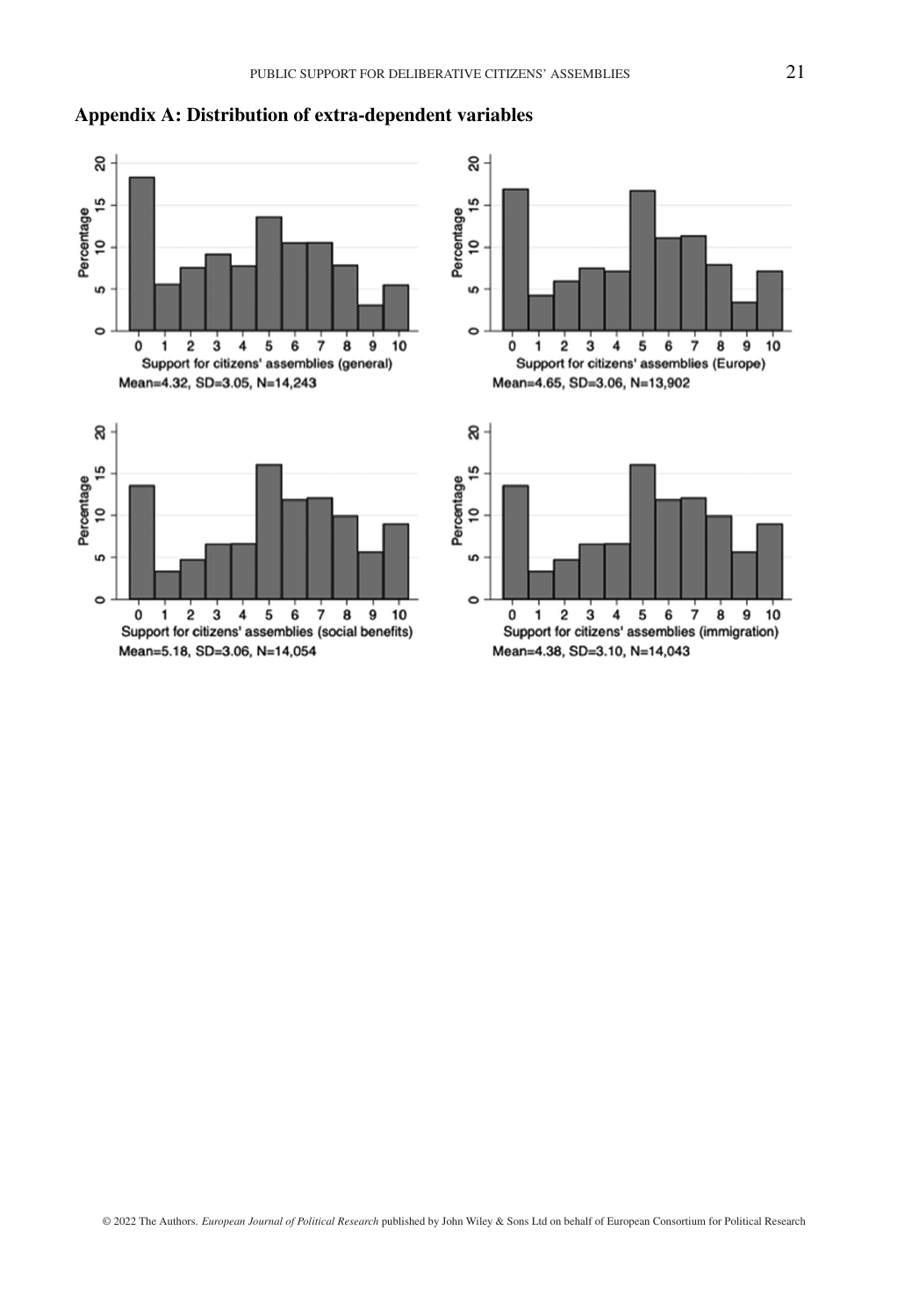## Appendix A: Distribution of extra-dependent variables

Support for citizens' assemblies (general)
Mean=4.32, SD=3.05, N=14,243

Support for citizens' assemblies (Europe)
Mean=4.65, SD=3.06, N=13,902

Support for citizens' assemblies (social benefits)
Mean=5.18, SD=3.06, N=14,054

Support for citizens' assemblies (immigration)
Mean=4.38, SD=3.10, N=14,043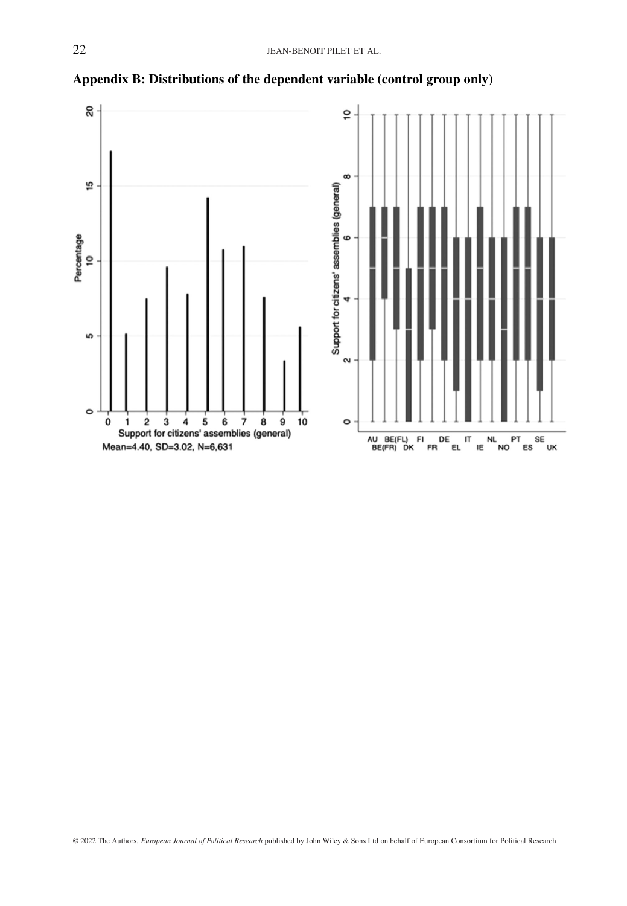## Appendix B: Distributions of the dependent variable (control group only)

Mean=4.40, SD=3.02, N=6,631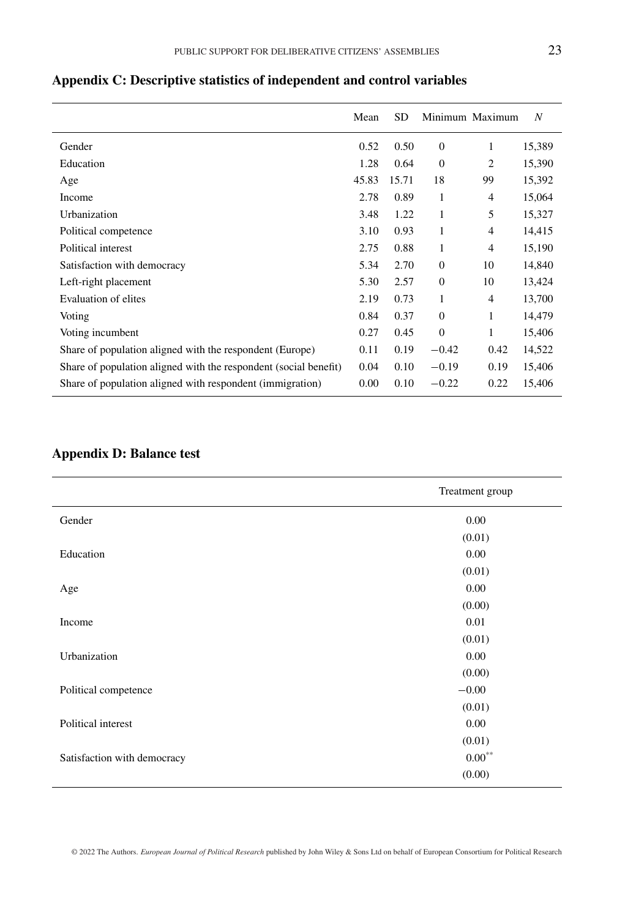## Appendix C: Descriptive statistics of independent and control variables

| | Mean | SD | Minimum | Maximum | *N* |
|---|---|---|---|---|---|
| Gender | 0.52 | 0.50 | 0 | 1 | 15,389 |
| Education | 1.28 | 0.64 | 0 | 2 | 15,390 |
| Age | 45.83 | 15.71 | 18 | 99 | 15,392 |
| Income | 2.78 | 0.89 | 1 | 4 | 15,064 |
| Urbanization | 3.48 | 1.22 | 1 | 5 | 15,327 |
| Political competence | 3.10 | 0.93 | 1 | 4 | 14,415 |
| Political interest | 2.75 | 0.88 | 1 | 4 | 15,190 |
| Satisfaction with democracy | 5.34 | 2.70 | 0 | 10 | 14,840 |
| Left-right placement | 5.30 | 2.57 | 0 | 10 | 13,424 |
| Evaluation of elites | 2.19 | 0.73 | 1 | 4 | 13,700 |
| Voting | 0.84 | 0.37 | 0 | 1 | 14,479 |
| Voting incumbent | 0.27 | 0.45 | 0 | 1 | 15,406 |
| Share of population aligned with the respondent (Europe) | 0.11 | 0.19 | −0.42 | 0.42 | 14,522 |
| Share of population aligned with the respondent (social benefit) | 0.04 | 0.10 | −0.19 | 0.19 | 15,406 |
| Share of population aligned with respondent (immigration) | 0.00 | 0.10 | −0.22 | 0.22 | 15,406 |

## Appendix D: Balance test

| | Treatment group |
|---|---|
| Gender | 0.00 |
| | (0.01) |
| Education | 0.00 |
| | (0.01) |
| Age | 0.00 |
| | (0.00) |
| Income | 0.01 |
| | (0.01) |
| Urbanization | 0.00 |
| | (0.00) |
| Political competence | −0.00 |
| | (0.01) |
| Political interest | 0.00 |
| | (0.01) |
| Satisfaction with democracy | 0.00** |
| | (0.00) |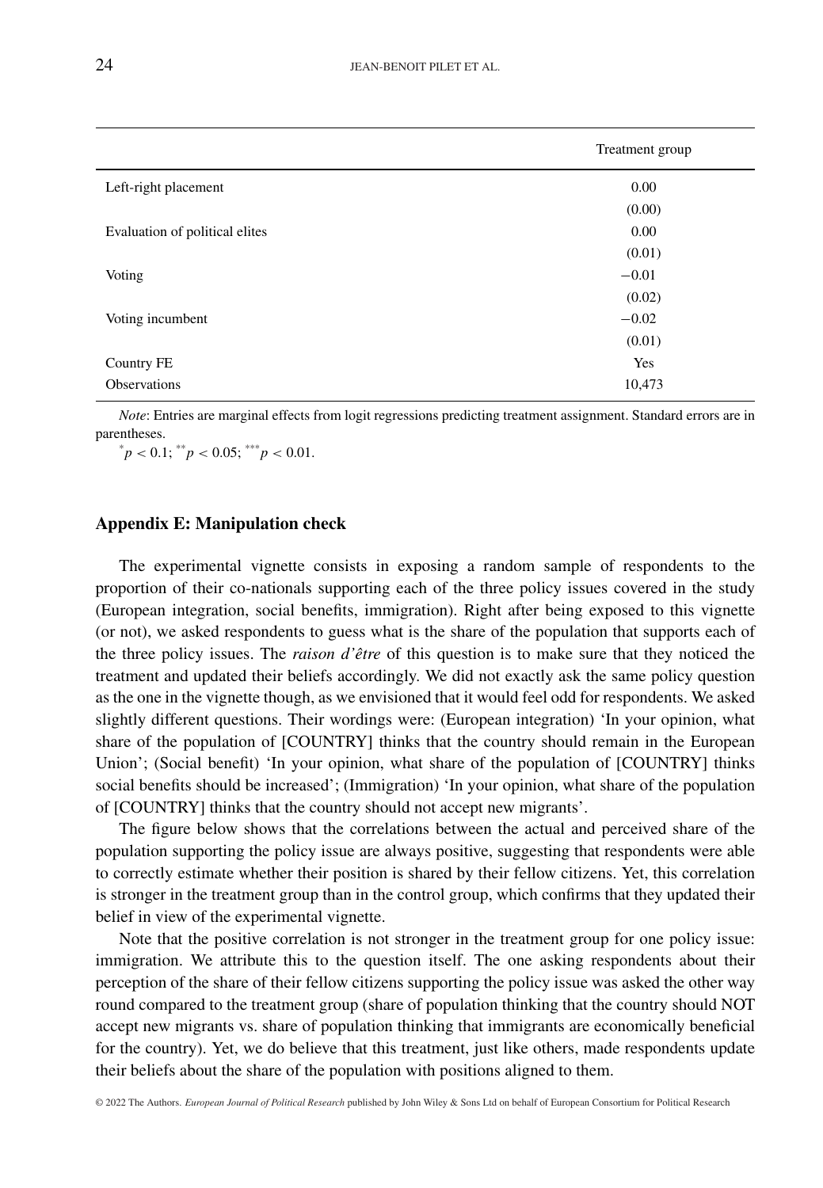| | Treatment group |
|---|---|
| Left-right placement | 0.00 |
| | (0.00) |
| Evaluation of political elites | 0.00 |
| | (0.01) |
| Voting | −0.01 |
| | (0.02) |
| Voting incumbent | −0.02 |
| | (0.01) |
| Country FE | Yes |
| Observations | 10,473 |

*Note*: Entries are marginal effects from logit regressions predicting treatment assignment. Standard errors are in parentheses.

$^{*}p < 0.1$; $^{**}p < 0.05$; $^{***}p < 0.01$.

### Appendix E: Manipulation check

The experimental vignette consists in exposing a random sample of respondents to the proportion of their co-nationals supporting each of the three policy issues covered in the study (European integration, social benefits, immigration). Right after being exposed to this vignette (or not), we asked respondents to guess what is the share of the population that supports each of the three policy issues. The *raison d'être* of this question is to make sure that they noticed the treatment and updated their beliefs accordingly. We did not exactly ask the same policy question as the one in the vignette though, as we envisioned that it would feel odd for respondents. We asked slightly different questions. Their wordings were: (European integration) 'In your opinion, what share of the population of [COUNTRY] thinks that the country should remain in the European Union'; (Social benefit) 'In your opinion, what share of the population of [COUNTRY] thinks social benefits should be increased'; (Immigration) 'In your opinion, what share of the population of [COUNTRY] thinks that the country should not accept new migrants'.

The figure below shows that the correlations between the actual and perceived share of the population supporting the policy issue are always positive, suggesting that respondents were able to correctly estimate whether their position is shared by their fellow citizens. Yet, this correlation is stronger in the treatment group than in the control group, which confirms that they updated their belief in view of the experimental vignette.

Note that the positive correlation is not stronger in the treatment group for one policy issue: immigration. We attribute this to the question itself. The one asking respondents about their perception of the share of their fellow citizens supporting the policy issue was asked the other way round compared to the treatment group (share of population thinking that the country should NOT accept new migrants vs. share of population thinking that immigrants are economically beneficial for the country). Yet, we do believe that this treatment, just like others, made respondents update their beliefs about the share of the population with positions aligned to them.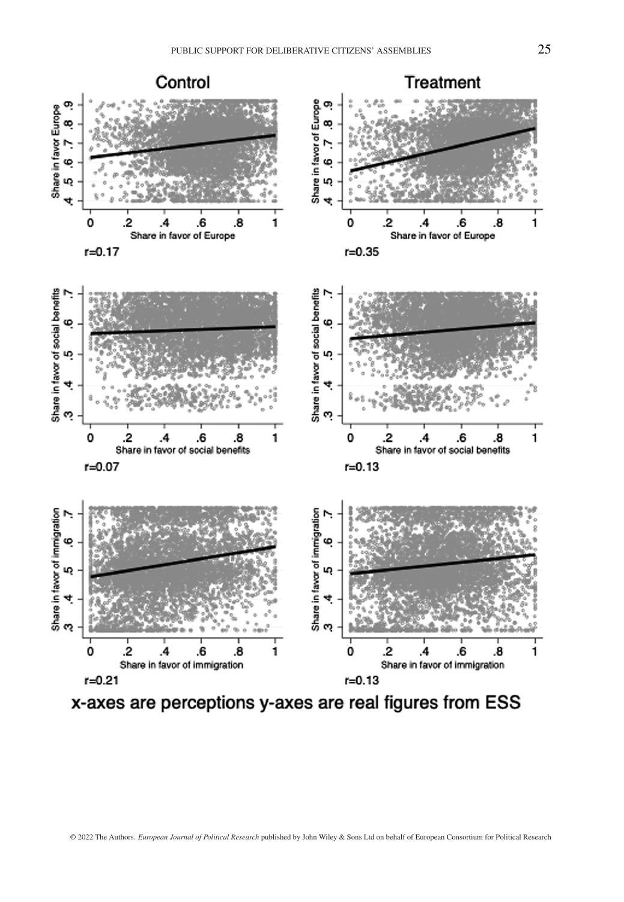Control

Treatment

r=0.17

r=0.35

r=0.07

r=0.13

r=0.21

r=0.13

x-axes are perceptions y-axes are real figures from ESS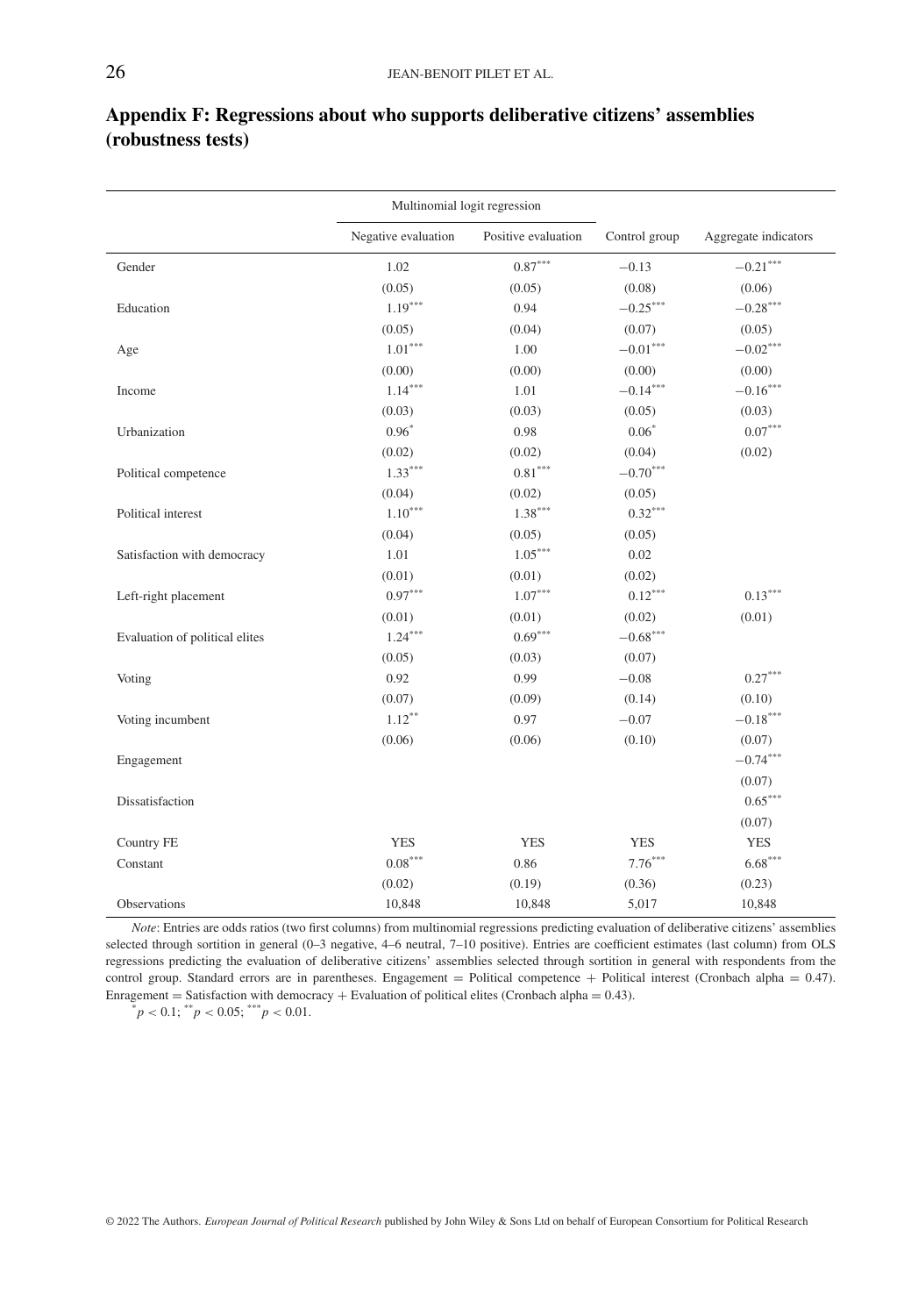## Appendix F: Regressions about who supports deliberative citizens' assemblies (robustness tests)

| | Multinomial logit regression | | | |
|---|---|---|---|---|
| | Negative evaluation | Positive evaluation | Control group | Aggregate indicators |
| Gender | 1.02 | 0.87$^{***}$ | −0.13 | −0.21$^{***}$ |
| | (0.05) | (0.05) | (0.08) | (0.06) |
| Education | 1.19$^{***}$ | 0.94 | −0.25$^{***}$ | −0.28$^{***}$ |
| | (0.05) | (0.04) | (0.07) | (0.05) |
| Age | 1.01$^{***}$ | 1.00 | −0.01$^{***}$ | −0.02$^{***}$ |
| | (0.00) | (0.00) | (0.00) | (0.00) |
| Income | 1.14$^{***}$ | 1.01 | −0.14$^{***}$ | −0.16$^{***}$ |
| | (0.03) | (0.03) | (0.05) | (0.03) |
| Urbanization | 0.96$^{*}$ | 0.98 | 0.06$^{*}$ | 0.07$^{***}$ |
| | (0.02) | (0.02) | (0.04) | (0.02) |
| Political competence | 1.33$^{***}$ | 0.81$^{***}$ | −0.70$^{***}$ | |
| | (0.04) | (0.02) | (0.05) | |
| Political interest | 1.10$^{***}$ | 1.38$^{***}$ | 0.32$^{***}$ | |
| | (0.04) | (0.05) | (0.05) | |
| Satisfaction with democracy | 1.01 | 1.05$^{***}$ | 0.02 | |
| | (0.01) | (0.01) | (0.02) | |
| Left-right placement | 0.97$^{***}$ | 1.07$^{***}$ | 0.12$^{***}$ | 0.13$^{***}$ |
| | (0.01) | (0.01) | (0.02) | (0.01) |
| Evaluation of political elites | 1.24$^{***}$ | 0.69$^{***}$ | −0.68$^{***}$ | |
| | (0.05) | (0.03) | (0.07) | |
| Voting | 0.92 | 0.99 | −0.08 | 0.27$^{***}$ |
| | (0.07) | (0.09) | (0.14) | (0.10) |
| Voting incumbent | 1.12$^{**}$ | 0.97 | −0.07 | −0.18$^{***}$ |
| | (0.06) | (0.06) | (0.10) | (0.07) |
| Engagement | | | | −0.74$^{***}$ |
| | | | | (0.07) |
| Dissatisfaction | | | | 0.65$^{***}$ |
| | | | | (0.07) |
| Country FE | YES | YES | YES | YES |
| Constant | 0.08$^{***}$ | 0.86 | 7.76$^{***}$ | 6.68$^{***}$ |
| | (0.02) | (0.19) | (0.36) | (0.23) |
| Observations | 10,848 | 10,848 | 5,017 | 10,848 |

*Note*: Entries are odds ratios (two first columns) from multinomial regressions predicting evaluation of deliberative citizens' assemblies selected through sortition in general (0–3 negative, 4–6 neutral, 7–10 positive). Entries are coefficient estimates (last column) from OLS regressions predicting the evaluation of deliberative citizens' assemblies selected through sortition in general with respondents from the control group. Standard errors are in parentheses. Engagement = Political competence + Political interest (Cronbach alpha = 0.47). Enragement = Satisfaction with democracy + Evaluation of political elites (Cronbach alpha = 0.43).

$^{*}p < 0.1$; $^{**}p < 0.05$; $^{***}p < 0.01$.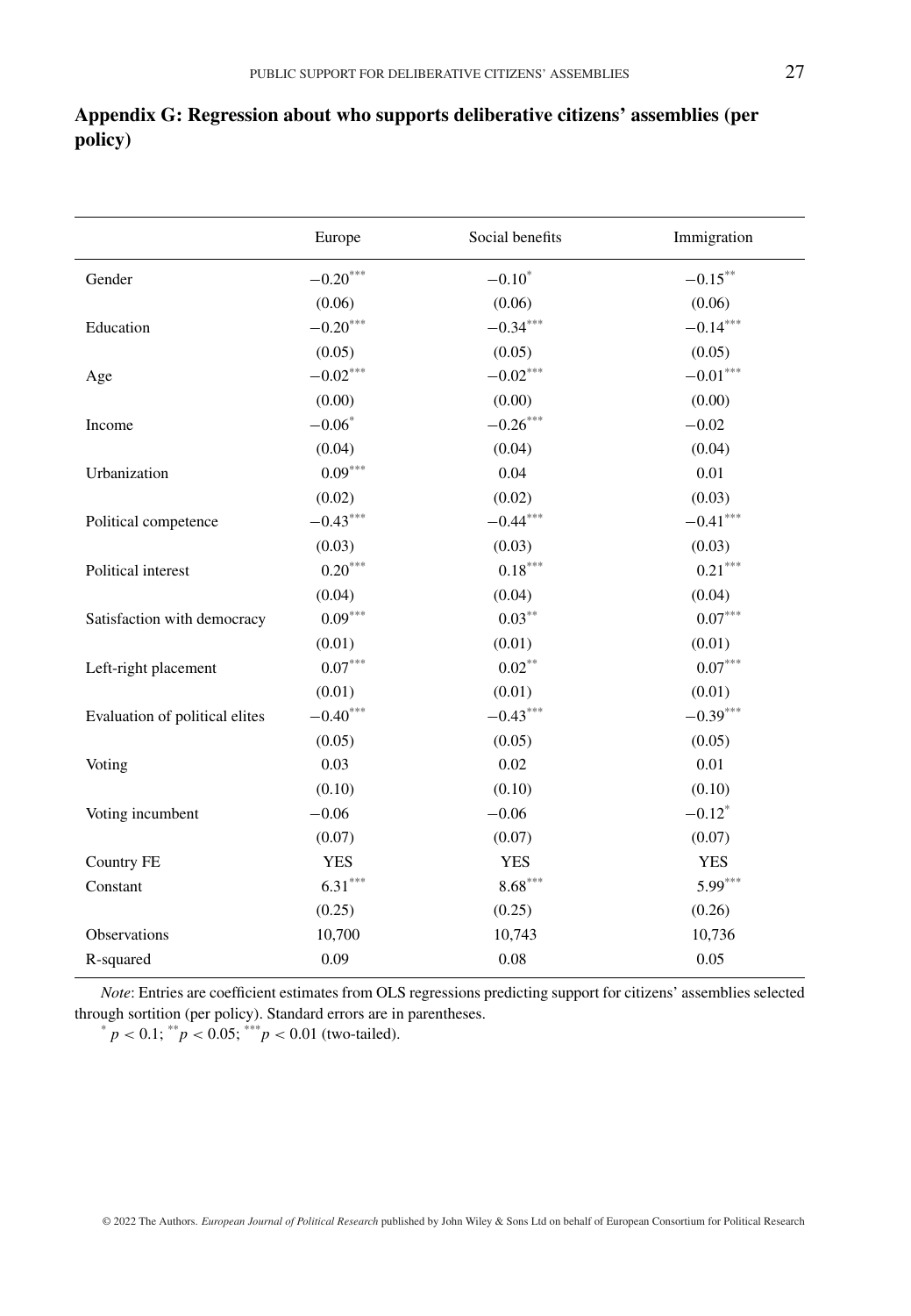## Appendix G: Regression about who supports deliberative citizens' assemblies (per policy)

| | Europe | Social benefits | Immigration |
|---|---|---|---|
| Gender | $-0.20^{***}$ | $-0.10^{*}$ | $-0.15^{**}$ |
| | (0.06) | (0.06) | (0.06) |
| Education | $-0.20^{***}$ | $-0.34^{***}$ | $-0.14^{***}$ |
| | (0.05) | (0.05) | (0.05) |
| Age | $-0.02^{***}$ | $-0.02^{***}$ | $-0.01^{***}$ |
| | (0.00) | (0.00) | (0.00) |
| Income | $-0.06^{*}$ | $-0.26^{***}$ | $-0.02$ |
| | (0.04) | (0.04) | (0.04) |
| Urbanization | $0.09^{***}$ | 0.04 | 0.01 |
| | (0.02) | (0.02) | (0.03) |
| Political competence | $-0.43^{***}$ | $-0.44^{***}$ | $-0.41^{***}$ |
| | (0.03) | (0.03) | (0.03) |
| Political interest | $0.20^{***}$ | $0.18^{***}$ | $0.21^{***}$ |
| | (0.04) | (0.04) | (0.04) |
| Satisfaction with democracy | $0.09^{***}$ | $0.03^{**}$ | $0.07^{***}$ |
| | (0.01) | (0.01) | (0.01) |
| Left-right placement | $0.07^{***}$ | $0.02^{**}$ | $0.07^{***}$ |
| | (0.01) | (0.01) | (0.01) |
| Evaluation of political elites | $-0.40^{***}$ | $-0.43^{***}$ | $-0.39^{***}$ |
| | (0.05) | (0.05) | (0.05) |
| Voting | 0.03 | 0.02 | 0.01 |
| | (0.10) | (0.10) | (0.10) |
| Voting incumbent | $-0.06$ | $-0.06$ | $-0.12^{*}$ |
| | (0.07) | (0.07) | (0.07) |
| Country FE | YES | YES | YES |
| Constant | $6.31^{***}$ | $8.68^{***}$ | $5.99^{***}$ |
| | (0.25) | (0.25) | (0.26) |
| Observations | 10,700 | 10,743 | 10,736 |
| R-squared | 0.09 | 0.08 | 0.05 |

*Note*: Entries are coefficient estimates from OLS regressions predicting support for citizens' assemblies selected through sortition (per policy). Standard errors are in parentheses.

$^{*}$ $p < 0.1$; $^{**}$ $p < 0.05$; $^{***}$ $p < 0.01$ (two-tailed).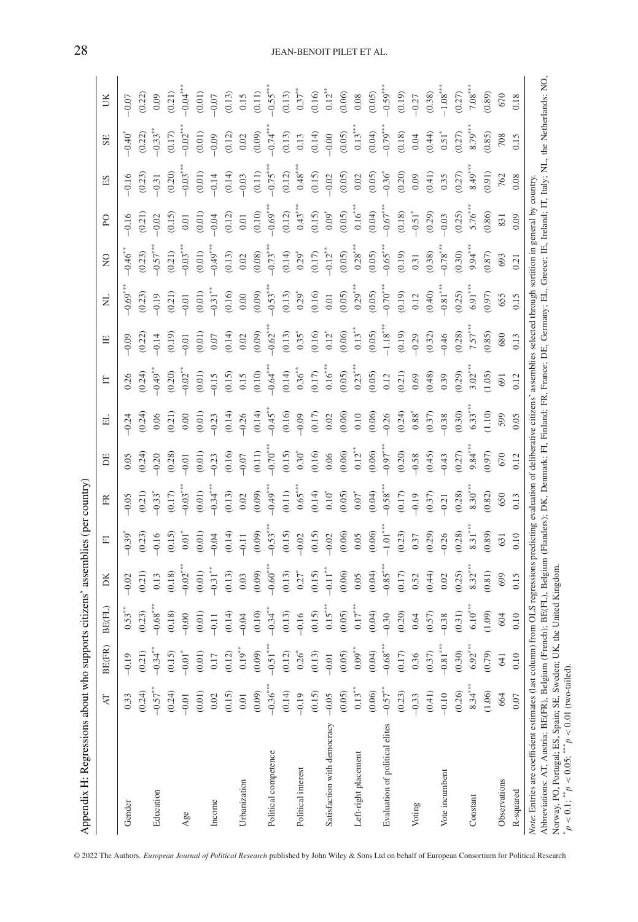Appendix H: Regressions about who supports citizens' assemblies (per country)

| | AT | BE(FR) | BE(FL) | DK | FI | FR | DE | EL | IT | IE | NL | NO | PO | ES | SE | UK |
|---|---|---|---|---|---|---|---|---|---|---|---|---|---|---|---|---|
| Gender | 0.33 | −0.19 | 0.53** | −0.02 | −0.39* | −0.05 | 0.05 | −0.24 | 0.26 | −0.09 | −0.69*** | −0.46** | −0.16 | −0.16 | −0.40* | −0.07 |
| | (0.24) | (0.21) | (0.23) | (0.21) | (0.23) | (0.21) | (0.24) | (0.24) | (0.24) | (0.22) | (0.23) | (0.23) | (0.21) | (0.23) | (0.22) | (0.22) |
| Education | −0.57** | −0.34** | −0.68*** | 0.13 | −0.16 | −0.33* | −0.20 | 0.06 | −0.49** | −0.14 | −0.19 | −0.57*** | −0.02 | −0.31 | −0.33** | 0.09 |
| | (0.24) | (0.15) | (0.18) | (0.18) | (0.15) | (0.17) | (0.28) | (0.21) | (0.20) | (0.19) | (0.21) | (0.21) | (0.15) | (0.20) | (0.17) | (0.21) |
| Age | −0.01 | −0.01* | −0.00 | −0.02*** | 0.01* | −0.03*** | −0.01 | 0.00 | −0.02** | −0.01 | −0.01 | −0.03*** | 0.01 | −0.03*** | −0.02*** | −0.04*** |
| | (0.01) | (0.01) | (0.01) | (0.01) | (0.01) | (0.01) | (0.01) | (0.01) | (0.01) | (0.01) | (0.01) | (0.01) | (0.01) | (0.01) | (0.01) | (0.01) |
| Income | 0.02 | 0.17 | −0.11 | −0.31** | −0.04 | −0.34*** | −0.23 | −0.23 | −0.15 | 0.07 | −0.31** | −0.49*** | −0.04 | −0.14 | −0.09 | −0.07 |
| | (0.15) | (0.12) | (0.14) | (0.13) | (0.14) | (0.13) | (0.16) | (0.14) | (0.15) | (0.14) | (0.16) | (0.13) | (0.12) | (0.14) | (0.12) | (0.13) |
| Urbanization | 0.01 | 0.19** | −0.04 | 0.03 | −0.11 | 0.02 | −0.07 | −0.26 | 0.15 | 0.02 | 0.00 | 0.02 | 0.01 | −0.03 | 0.02 | 0.15 |
| | (0.09) | (0.09) | (0.10) | (0.09) | (0.09) | (0.09) | (0.11) | (0.14) | (0.10) | (0.09) | (0.09) | (0.08) | (0.10) | (0.11) | (0.09) | (0.11) |
| Political competence | −0.36*** | −0.51*** | −0.34** | −0.60*** | −0.53*** | −0.49*** | −0.70*** | −0.45** | −0.64*** | −0.62*** | −0.53*** | −0.73*** | −0.69*** | −0.75*** | −0.74*** | −0.55*** |
| | (0.14) | (0.12) | (0.13) | (0.13) | (0.15) | (0.11) | (0.15) | (0.16) | (0.14) | (0.13) | (0.13) | (0.14) | (0.12) | (0.12) | (0.13) | (0.13) |
| Political interest | −0.19 | 0.26* | −0.16 | 0.27* | −0.02 | 0.65*** | 0.30* | −0.09 | 0.36** | 0.35* | 0.29* | 0.29* | 0.43*** | 0.48*** | 0.13 | 0.37** |
| | (0.15) | (0.13) | (0.15) | (0.15) | (0.15) | (0.14) | (0.16) | (0.17) | (0.17) | (0.16) | (0.16) | (0.17) | (0.15) | (0.15) | (0.14) | (0.16) |
| Satisfaction with democracy | −0.05 | −0.01 | 0.15*** | −0.11** | −0.02 | 0.10* | 0.06 | 0.02 | 0.16*** | 0.12* | 0.01 | −0.12** | 0.09* | −0.02 | −0.00 | 0.12** |
| | (0.05) | (0.05) | (0.05) | (0.06) | (0.06) | (0.05) | (0.06) | (0.06) | (0.05) | (0.06) | (0.05) | (0.05) | (0.05) | (0.05) | (0.05) | (0.06) |
| Left-right placement | 0.13** | 0.09** | 0.17*** | 0.05 | 0.05 | 0.07* | 0.12** | 0.10 | 0.23*** | 0.13** | 0.29*** | 0.28*** | 0.16*** | 0.02 | 0.13*** | 0.08 |
| | (0.06) | (0.04) | (0.04) | (0.04) | (0.06) | (0.04) | (0.06) | (0.06) | (0.05) | (0.05) | (0.05) | (0.05) | (0.04) | (0.05) | (0.04) | (0.05) |
| Evaluation of political elites | −0.57** | −0.68*** | −0.30 | −0.85*** | −1.01*** | −0.58*** | −0.97*** | −0.26 | 0.12 | −1.18*** | −0.70*** | −0.65*** | −0.67*** | −0.36* | −0.79*** | −0.59*** |
| | (0.23) | (0.17) | (0.20) | (0.17) | (0.23) | (0.17) | (0.20) | (0.24) | (0.21) | (0.19) | (0.19) | (0.19) | (0.18) | (0.20) | (0.18) | (0.19) |
| Voting | −0.33 | 0.36 | 0.64 | 0.52 | 0.37 | −0.19 | −0.58 | 0.88* | 0.69 | −0.29 | 0.12 | 0.31 | −0.51* | 0.09 | 0.04 | −0.27 |
| | (0.41) | (0.37) | (0.57) | (0.44) | (0.29) | (0.37) | (0.45) | (0.37) | (0.48) | (0.32) | (0.40) | (0.38) | (0.29) | (0.41) | (0.44) | (0.38) |
| Vote incumbent | −0.10 | −0.81*** | −0.38 | 0.02 | −0.26 | −0.21 | −0.43 | −0.38 | 0.39 | −0.46 | −0.81*** | −0.78*** | −0.03 | 0.35 | 0.51* | −1.08*** |
| | (0.26) | (0.30) | (0.31) | (0.25) | (0.28) | (0.28) | (0.27) | (0.30) | (0.29) | (0.28) | (0.25) | (0.30) | (0.25) | (0.27) | (0.27) | (0.27) |
| Constant | 8.34*** | 6.92*** | 6.10*** | 8.32*** | 8.31*** | 8.30*** | 9.84*** | 6.33*** | 3.02*** | 7.57*** | 6.91*** | 9.94*** | 5.76*** | 8.49*** | 8.79*** | 7.08*** |
| | (1.06) | (0.79) | (1.09) | (0.81) | (0.89) | (0.82) | (0.97) | (1.10) | (1.05) | (0.85) | (0.97) | (0.87) | (0.86) | (0.91) | (0.85) | (0.89) |
| Observations | 664 | 641 | 604 | 699 | 631 | 650 | 670 | 599 | 691 | 680 | 655 | 693 | 831 | 762 | 708 | 670 |
| R-squared | 0.07 | 0.10 | 0.10 | 0.15 | 0.10 | 0.13 | 0.12 | 0.05 | 0.12 | 0.13 | 0.15 | 0.21 | 0.09 | 0.08 | 0.15 | 0.18 |

*Note*: Entries are coefficient estimates (last column) from OLS regressions predicting evaluation of deliberative citizens' assemblies selected through sortition in general by country.
Abbreviations: AT, Austria; BE(FR), Belgium (French); BE(FL), Belgium (Flanders); DK, Denmark; FI, Finland; FR, France; DE, Germany; EL, Greece; IE, Ireland; IT, Italy; NL, the Netherlands; NO, Norway, PO, Portugal; ES, Spain; SE, Sweden; UK, the United Kingdom.
* $p < 0.1$; ** $p < 0.05$; *** $p < 0.01$ (two-tailed).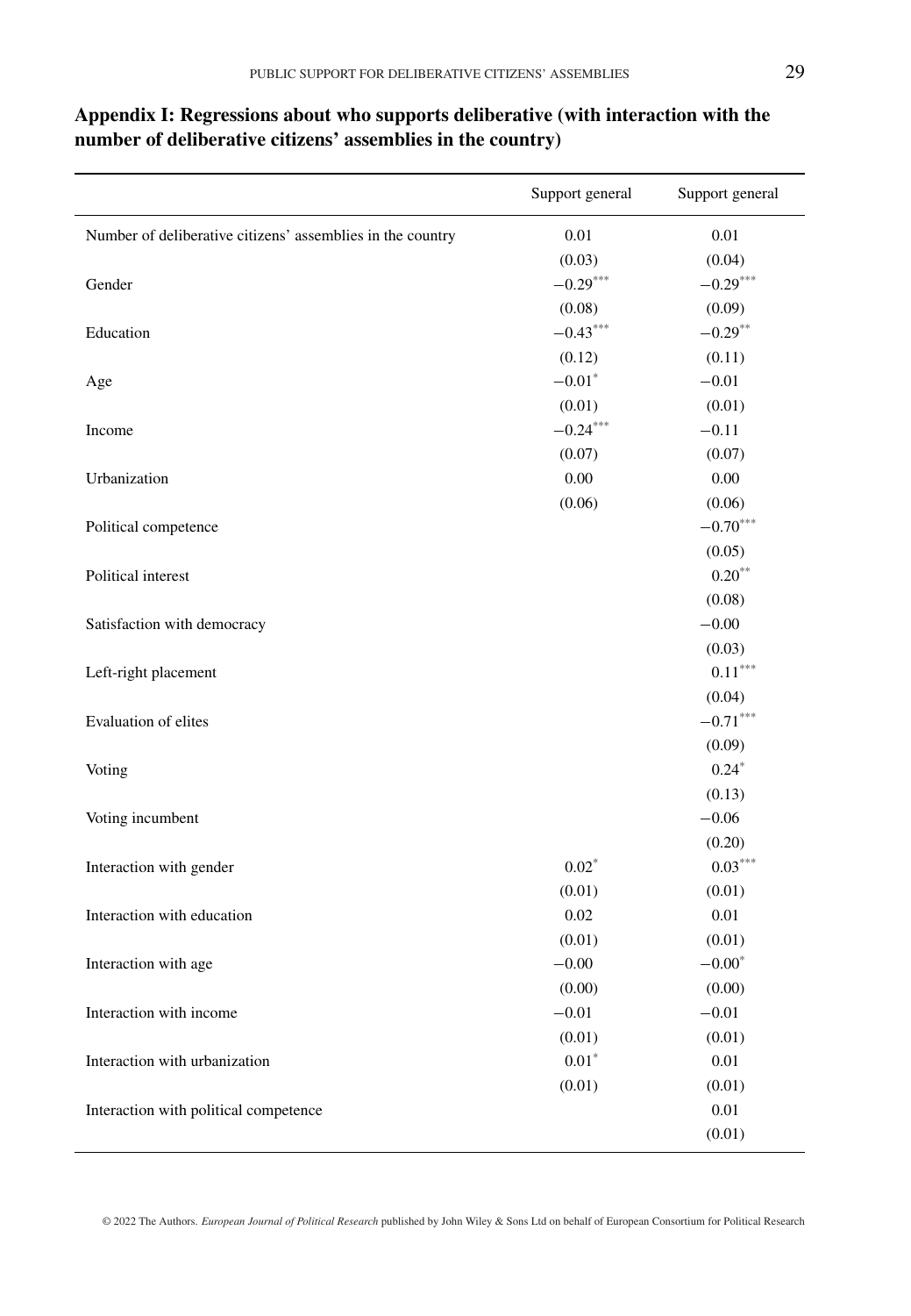## Appendix I: Regressions about who supports deliberative (with interaction with the number of deliberative citizens' assemblies in the country)

| | Support general | Support general |
|---|---|---|
| Number of deliberative citizens' assemblies in the country | 0.01 | 0.01 |
| | (0.03) | (0.04) |
| Gender | $-0.29^{***}$ | $-0.29^{***}$ |
| | (0.08) | (0.09) |
| Education | $-0.43^{***}$ | $-0.29^{**}$ |
| | (0.12) | (0.11) |
| Age | $-0.01^{*}$ | $-0.01$ |
| | (0.01) | (0.01) |
| Income | $-0.24^{***}$ | $-0.11$ |
| | (0.07) | (0.07) |
| Urbanization | 0.00 | 0.00 |
| | (0.06) | (0.06) |
| Political competence | | $-0.70^{***}$ |
| | | (0.05) |
| Political interest | | $0.20^{**}$ |
| | | (0.08) |
| Satisfaction with democracy | | $-0.00$ |
| | | (0.03) |
| Left-right placement | | $0.11^{***}$ |
| | | (0.04) |
| Evaluation of elites | | $-0.71^{***}$ |
| | | (0.09) |
| Voting | | $0.24^{*}$ |
| | | (0.13) |
| Voting incumbent | | $-0.06$ |
| | | (0.20) |
| Interaction with gender | $0.02^{*}$ | $0.03^{***}$ |
| | (0.01) | (0.01) |
| Interaction with education | 0.02 | 0.01 |
| | (0.01) | (0.01) |
| Interaction with age | $-0.00$ | $-0.00^{*}$ |
| | (0.00) | (0.00) |
| Interaction with income | $-0.01$ | $-0.01$ |
| | (0.01) | (0.01) |
| Interaction with urbanization | $0.01^{*}$ | 0.01 |
| | (0.01) | (0.01) |
| Interaction with political competence | | 0.01 |
| | | (0.01) |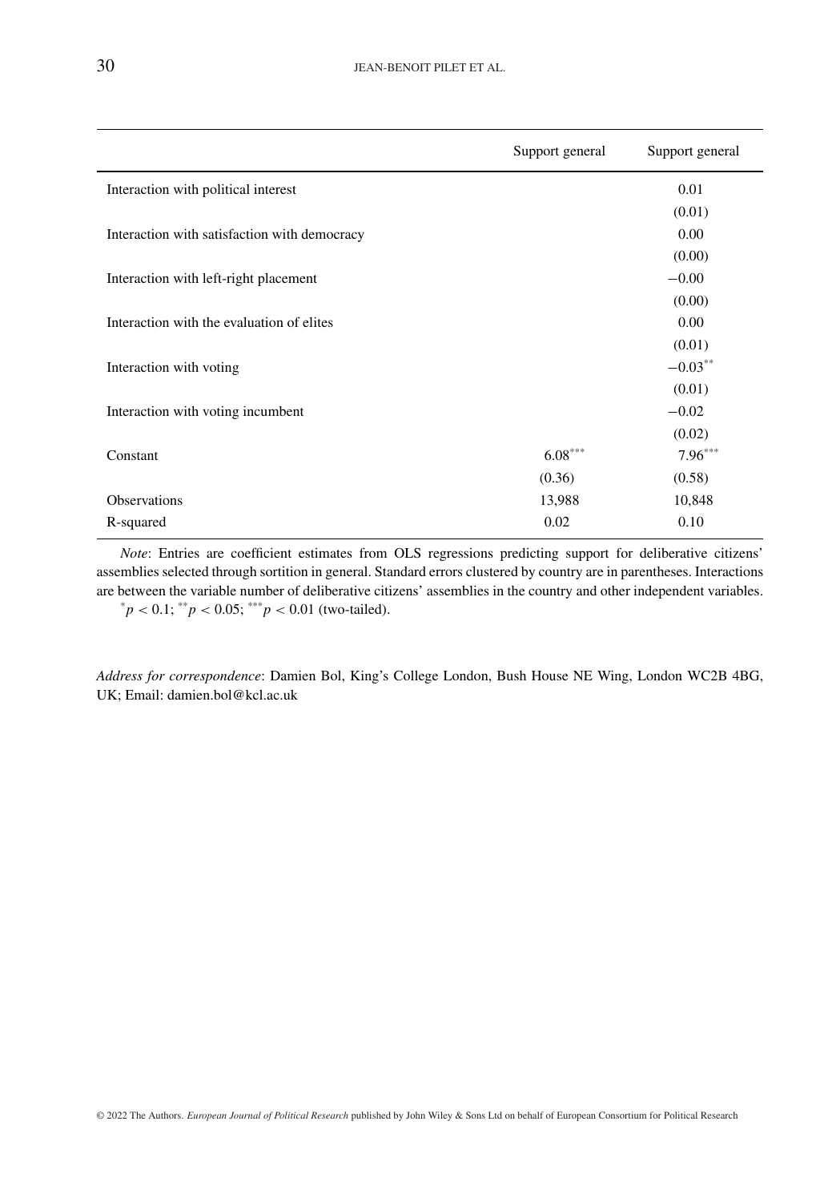| | Support general | Support general |
|---|---|---|
| Interaction with political interest | | 0.01 |
| | | (0.01) |
| Interaction with satisfaction with democracy | | 0.00 |
| | | (0.00) |
| Interaction with left-right placement | | −0.00 |
| | | (0.00) |
| Interaction with the evaluation of elites | | 0.00 |
| | | (0.01) |
| Interaction with voting | | −0.03** |
| | | (0.01) |
| Interaction with voting incumbent | | −0.02 |
| | | (0.02) |
| Constant | 6.08*** | 7.96*** |
| | (0.36) | (0.58) |
| Observations | 13,988 | 10,848 |
| R-squared | 0.02 | 0.10 |

*Note*: Entries are coefficient estimates from OLS regressions predicting support for deliberative citizens' assemblies selected through sortition in general. Standard errors clustered by country are in parentheses. Interactions are between the variable number of deliberative citizens' assemblies in the country and other independent variables.
*$p < 0.1$; **$p < 0.05$; ***$p < 0.01$ (two-tailed).

*Address for correspondence*: Damien Bol, King's College London, Bush House NE Wing, London WC2B 4BG, UK; Email: damien.bol@kcl.ac.uk

© 2022 The Authors. *European Journal of Political Research* published by John Wiley & Sons Ltd on behalf of European Consortium for Political Research